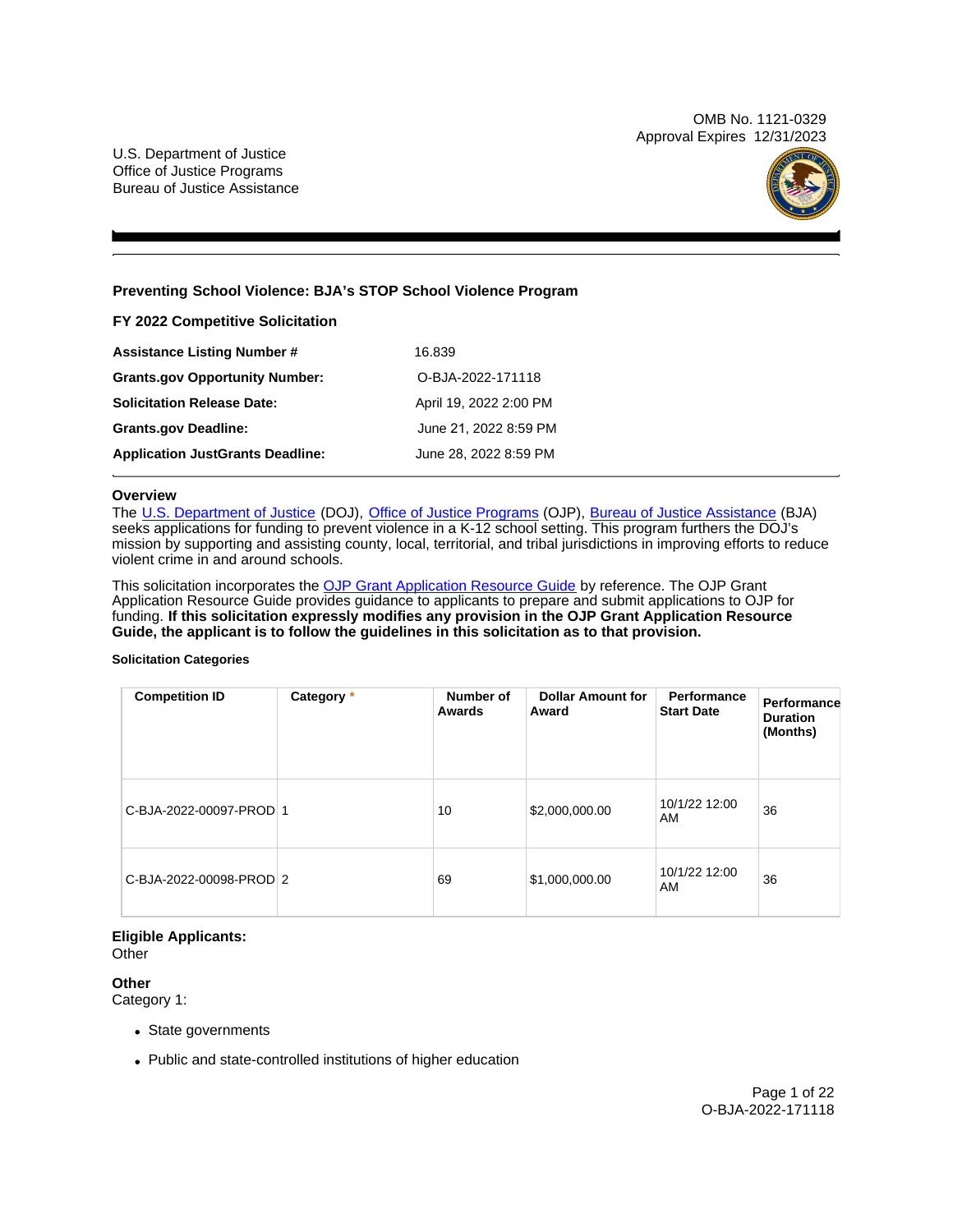OMB No. 1121-0329
Approval Expires 12/31/2023

U.S. Department of Justice
Office of Justice Programs
Bureau of Justice Assistance

## Preventing School Violence: BJA's STOP School Violence Program

### FY 2022 Competitive Solicitation

| | |
|---|---|
| **Assistance Listing Number #** | 16.839 |
| **Grants.gov Opportunity Number:** | O-BJA-2022-171118 |
| **Solicitation Release Date:** | April 19, 2022 2:00 PM |
| **Grants.gov Deadline:** | June 21, 2022 8:59 PM |
| **Application JustGrants Deadline:** | June 28, 2022 8:59 PM |

### Overview

The U.S. Department of Justice (DOJ), Office of Justice Programs (OJP), Bureau of Justice Assistance (BJA) seeks applications for funding to prevent violence in a K-12 school setting. This program furthers the DOJ's mission by supporting and assisting county, local, territorial, and tribal jurisdictions in improving efforts to reduce violent crime in and around schools.

This solicitation incorporates the OJP Grant Application Resource Guide by reference. The OJP Grant Application Resource Guide provides guidance to applicants to prepare and submit applications to OJP for funding. **If this solicitation expressly modifies any provision in the OJP Grant Application Resource Guide, the applicant is to follow the guidelines in this solicitation as to that provision.**

#### Solicitation Categories

| Competition ID | Category * | Number of Awards | Dollar Amount for Award | Performance Start Date | Performance Duration (Months) |
|---|---|---|---|---|---|
| C-BJA-2022-00097-PROD | 1 | 10 | $2,000,000.00 | 10/1/22 12:00 AM | 36 |
| C-BJA-2022-00098-PROD | 2 | 69 | $1,000,000.00 | 10/1/22 12:00 AM | 36 |

### Eligible Applicants:

Other

### Other

Category 1:

- State governments
- Public and state-controlled institutions of higher education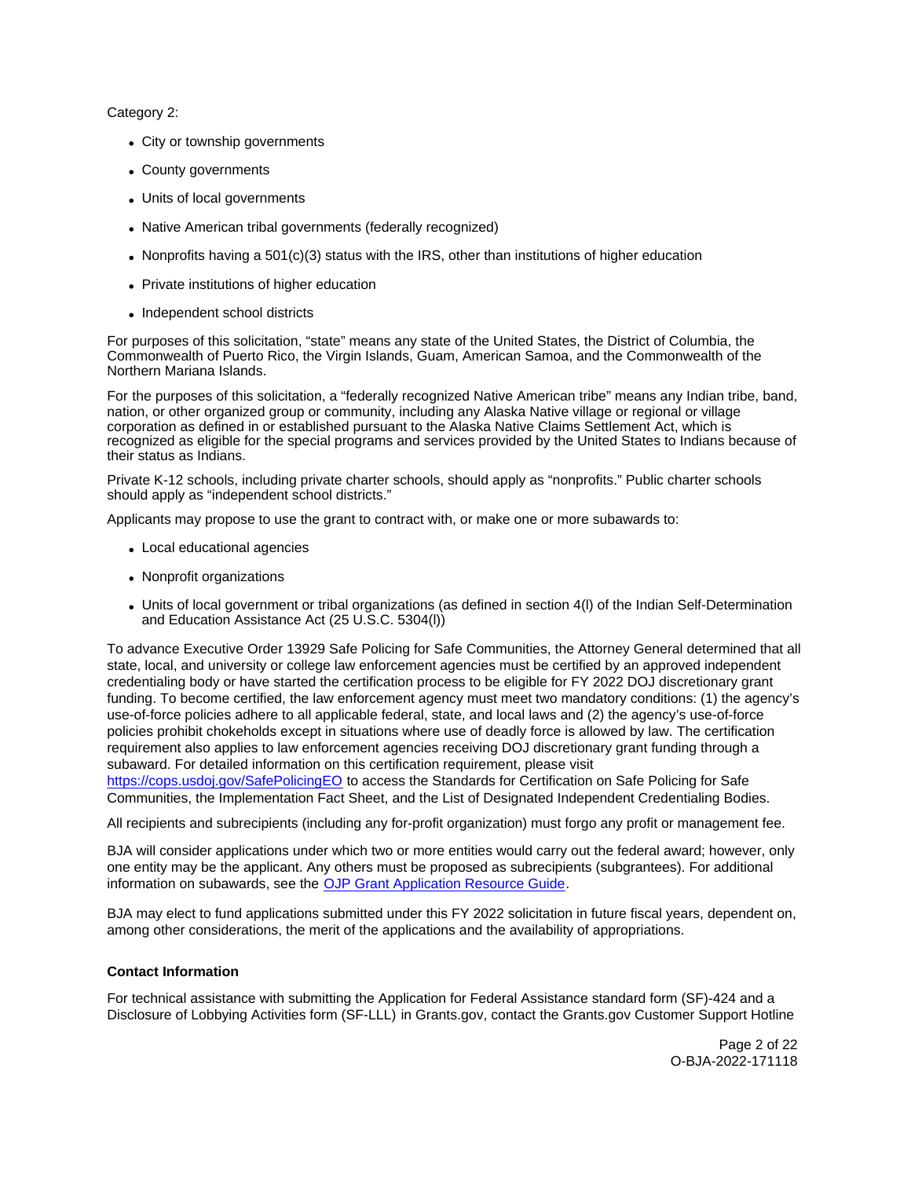Category 2:

- City or township governments
- County governments
- Units of local governments
- Native American tribal governments (federally recognized)
- Nonprofits having a 501(c)(3) status with the IRS, other than institutions of higher education
- Private institutions of higher education
- Independent school districts

For purposes of this solicitation, "state" means any state of the United States, the District of Columbia, the Commonwealth of Puerto Rico, the Virgin Islands, Guam, American Samoa, and the Commonwealth of the Northern Mariana Islands.

For the purposes of this solicitation, a "federally recognized Native American tribe" means any Indian tribe, band, nation, or other organized group or community, including any Alaska Native village or regional or village corporation as defined in or established pursuant to the Alaska Native Claims Settlement Act, which is recognized as eligible for the special programs and services provided by the United States to Indians because of their status as Indians.

Private K-12 schools, including private charter schools, should apply as "nonprofits." Public charter schools should apply as "independent school districts."

Applicants may propose to use the grant to contract with, or make one or more subawards to:

- Local educational agencies
- Nonprofit organizations
- Units of local government or tribal organizations (as defined in section 4(l) of the Indian Self-Determination and Education Assistance Act (25 U.S.C. 5304(l))

To advance Executive Order 13929 Safe Policing for Safe Communities, the Attorney General determined that all state, local, and university or college law enforcement agencies must be certified by an approved independent credentialing body or have started the certification process to be eligible for FY 2022 DOJ discretionary grant funding. To become certified, the law enforcement agency must meet two mandatory conditions: (1) the agency's use-of-force policies adhere to all applicable federal, state, and local laws and (2) the agency's use-of-force policies prohibit chokeholds except in situations where use of deadly force is allowed by law. The certification requirement also applies to law enforcement agencies receiving DOJ discretionary grant funding through a subaward. For detailed information on this certification requirement, please visit https://cops.usdoj.gov/SafePolicingEO to access the Standards for Certification on Safe Policing for Safe Communities, the Implementation Fact Sheet, and the List of Designated Independent Credentialing Bodies.

All recipients and subrecipients (including any for-profit organization) must forgo any profit or management fee.

BJA will consider applications under which two or more entities would carry out the federal award; however, only one entity may be the applicant. Any others must be proposed as subrecipients (subgrantees). For additional information on subawards, see the OJP Grant Application Resource Guide.

BJA may elect to fund applications submitted under this FY 2022 solicitation in future fiscal years, dependent on, among other considerations, the merit of the applications and the availability of appropriations.

**Contact Information**

For technical assistance with submitting the Application for Federal Assistance standard form (SF)-424 and a Disclosure of Lobbying Activities form (SF-LLL) in Grants.gov, contact the Grants.gov Customer Support Hotline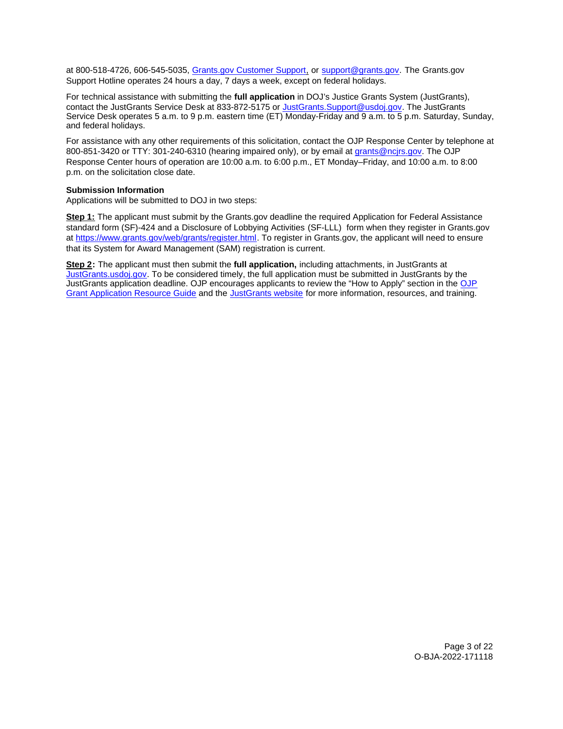at 800-518-4726, 606-545-5035, [Grants.gov Customer Support,](https://www.grants.gov/web/grants/support.html) or [support@grants.gov](mailto:support@grants.gov). The Grants.gov Support Hotline operates 24 hours a day, 7 days a week, except on federal holidays.

For technical assistance with submitting the **full application** in DOJ's Justice Grants System (JustGrants), contact the JustGrants Service Desk at 833-872-5175 or [JustGrants.Support@usdoj.gov](mailto:JustGrants.Support@usdoj.gov). The JustGrants Service Desk operates 5 a.m. to 9 p.m. eastern time (ET) Monday-Friday and 9 a.m. to 5 p.m. Saturday, Sunday, and federal holidays.

For assistance with any other requirements of this solicitation, contact the OJP Response Center by telephone at 800-851-3420 or TTY: 301-240-6310 (hearing impaired only), or by email at [grants@ncjrs.gov](mailto:grants@ncjrs.gov). The OJP Response Center hours of operation are 10:00 a.m. to 6:00 p.m., ET Monday–Friday, and 10:00 a.m. to 8:00 p.m. on the solicitation close date.

**Submission Information**
Applications will be submitted to DOJ in two steps:

**Step 1:** The applicant must submit by the Grants.gov deadline the required Application for Federal Assistance standard form (SF)-424 and a Disclosure of Lobbying Activities (SF-LLL) form when they register in Grants.gov at [https://www.grants.gov/web/grants/register.html](https://www.grants.gov/web/grants/register.html). To register in Grants.gov, the applicant will need to ensure that its System for Award Management (SAM) registration is current.

**Step 2:** The applicant must then submit the **full application,** including attachments, in JustGrants at [JustGrants.usdoj.gov](https://justgrants.usdoj.gov). To be considered timely, the full application must be submitted in JustGrants by the JustGrants application deadline. OJP encourages applicants to review the "How to Apply" section in the [OJP Grant Application Resource Guide](https://www.ojp.gov/funding/apply/ojp-grant-application-resource-guide) and the [JustGrants website](https://justicegrants.usdoj.gov) for more information, resources, and training.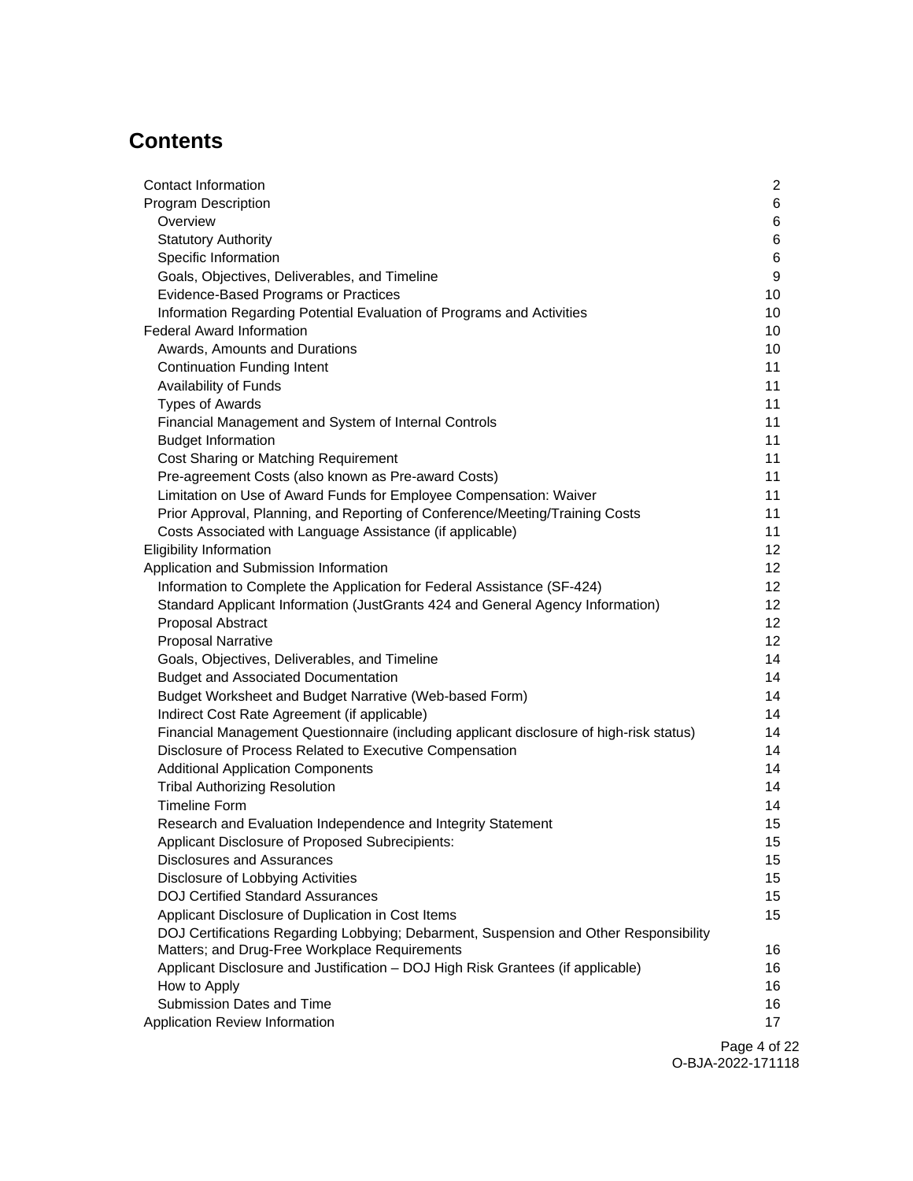# Contents

| | |
|---|---|
| Contact Information | 2 |
| Program Description | 6 |
| &nbsp;&nbsp;Overview | 6 |
| &nbsp;&nbsp;Statutory Authority | 6 |
| &nbsp;&nbsp;Specific Information | 6 |
| &nbsp;&nbsp;Goals, Objectives, Deliverables, and Timeline | 9 |
| &nbsp;&nbsp;Evidence-Based Programs or Practices | 10 |
| &nbsp;&nbsp;Information Regarding Potential Evaluation of Programs and Activities | 10 |
| Federal Award Information | 10 |
| &nbsp;&nbsp;Awards, Amounts and Durations | 10 |
| &nbsp;&nbsp;Continuation Funding Intent | 11 |
| &nbsp;&nbsp;Availability of Funds | 11 |
| &nbsp;&nbsp;Types of Awards | 11 |
| &nbsp;&nbsp;Financial Management and System of Internal Controls | 11 |
| &nbsp;&nbsp;Budget Information | 11 |
| &nbsp;&nbsp;Cost Sharing or Matching Requirement | 11 |
| &nbsp;&nbsp;Pre-agreement Costs (also known as Pre-award Costs) | 11 |
| &nbsp;&nbsp;Limitation on Use of Award Funds for Employee Compensation: Waiver | 11 |
| &nbsp;&nbsp;Prior Approval, Planning, and Reporting of Conference/Meeting/Training Costs | 11 |
| &nbsp;&nbsp;Costs Associated with Language Assistance (if applicable) | 11 |
| Eligibility Information | 12 |
| Application and Submission Information | 12 |
| &nbsp;&nbsp;Information to Complete the Application for Federal Assistance (SF-424) | 12 |
| &nbsp;&nbsp;Standard Applicant Information (JustGrants 424 and General Agency Information) | 12 |
| &nbsp;&nbsp;Proposal Abstract | 12 |
| &nbsp;&nbsp;Proposal Narrative | 12 |
| &nbsp;&nbsp;Goals, Objectives, Deliverables, and Timeline | 14 |
| &nbsp;&nbsp;Budget and Associated Documentation | 14 |
| &nbsp;&nbsp;Budget Worksheet and Budget Narrative (Web-based Form) | 14 |
| &nbsp;&nbsp;Indirect Cost Rate Agreement (if applicable) | 14 |
| &nbsp;&nbsp;Financial Management Questionnaire (including applicant disclosure of high-risk status) | 14 |
| &nbsp;&nbsp;Disclosure of Process Related to Executive Compensation | 14 |
| &nbsp;&nbsp;Additional Application Components | 14 |
| &nbsp;&nbsp;Tribal Authorizing Resolution | 14 |
| &nbsp;&nbsp;Timeline Form | 14 |
| &nbsp;&nbsp;Research and Evaluation Independence and Integrity Statement | 15 |
| &nbsp;&nbsp;Applicant Disclosure of Proposed Subrecipients: | 15 |
| &nbsp;&nbsp;Disclosures and Assurances | 15 |
| &nbsp;&nbsp;Disclosure of Lobbying Activities | 15 |
| &nbsp;&nbsp;DOJ Certified Standard Assurances | 15 |
| &nbsp;&nbsp;Applicant Disclosure of Duplication in Cost Items | 15 |
| &nbsp;&nbsp;DOJ Certifications Regarding Lobbying; Debarment, Suspension and Other Responsibility Matters; and Drug-Free Workplace Requirements | 16 |
| &nbsp;&nbsp;Applicant Disclosure and Justification – DOJ High Risk Grantees (if applicable) | 16 |
| &nbsp;&nbsp;How to Apply | 16 |
| &nbsp;&nbsp;Submission Dates and Time | 16 |
| Application Review Information | 17 |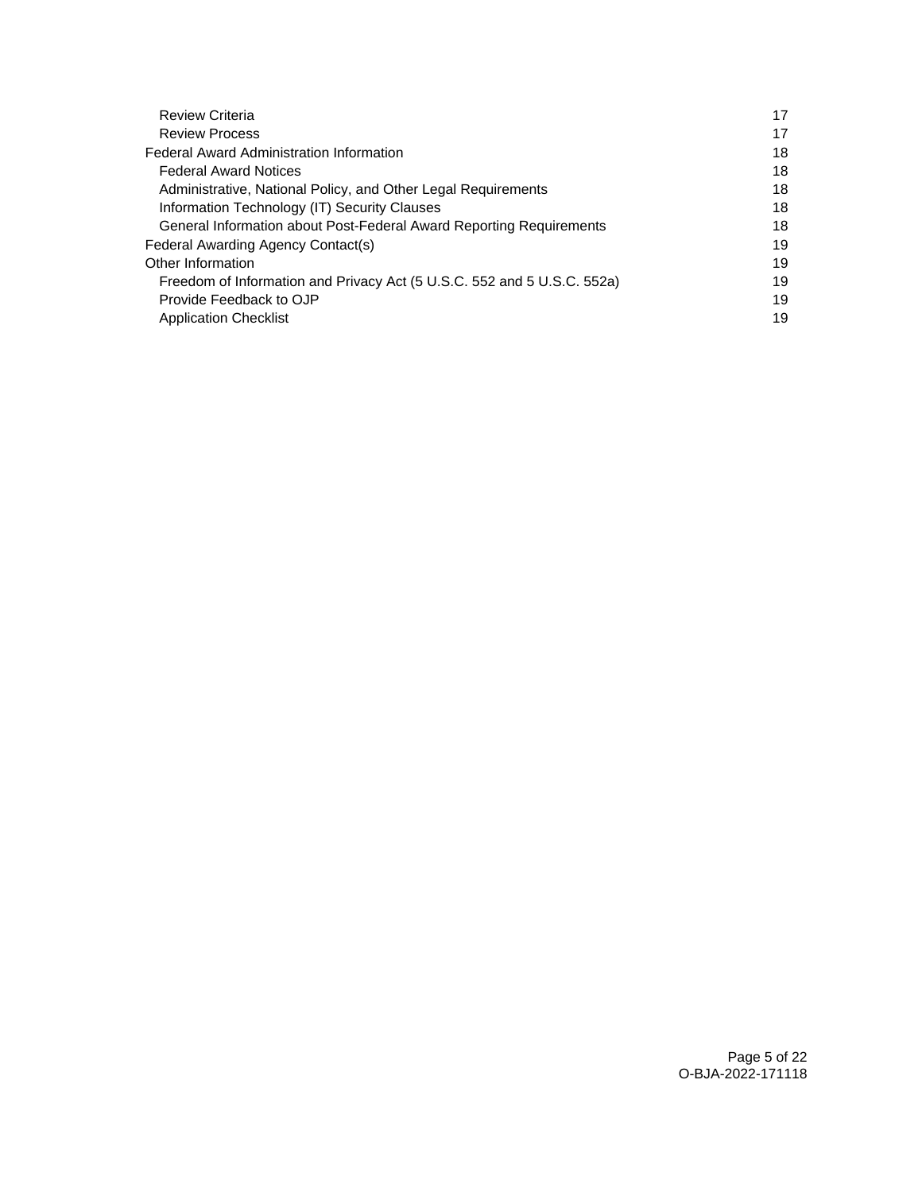- Review Criteria 17
- Review Process 17

Federal Award Administration Information 18

- Federal Award Notices 18
- Administrative, National Policy, and Other Legal Requirements 18
- Information Technology (IT) Security Clauses 18
- General Information about Post-Federal Award Reporting Requirements 18

Federal Awarding Agency Contact(s) 19

Other Information 19

- Freedom of Information and Privacy Act (5 U.S.C. 552 and 5 U.S.C. 552a) 19
- Provide Feedback to OJP 19
- Application Checklist 19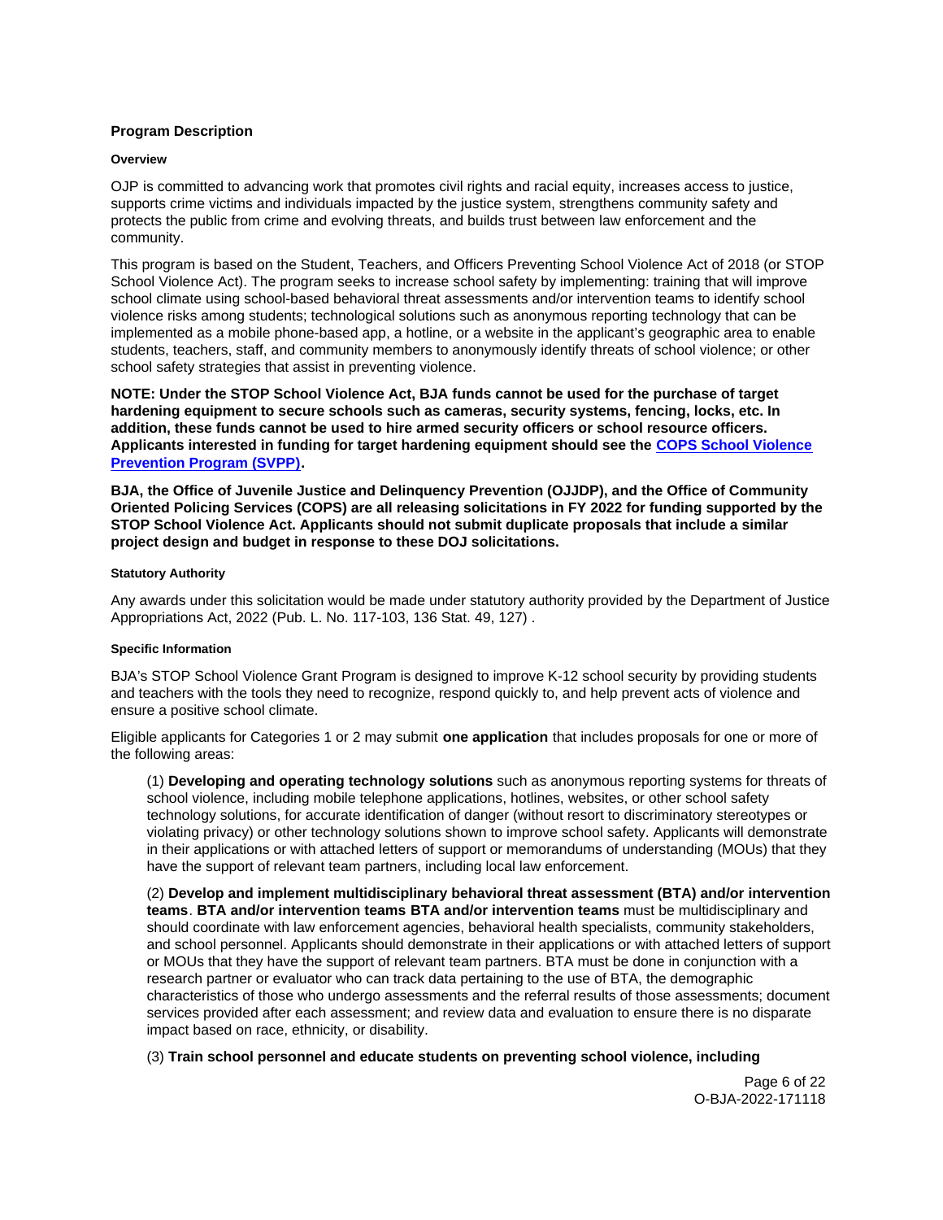## Program Description

### Overview

OJP is committed to advancing work that promotes civil rights and racial equity, increases access to justice, supports crime victims and individuals impacted by the justice system, strengthens community safety and protects the public from crime and evolving threats, and builds trust between law enforcement and the community.

This program is based on the Student, Teachers, and Officers Preventing School Violence Act of 2018 (or STOP School Violence Act). The program seeks to increase school safety by implementing: training that will improve school climate using school-based behavioral threat assessments and/or intervention teams to identify school violence risks among students; technological solutions such as anonymous reporting technology that can be implemented as a mobile phone-based app, a hotline, or a website in the applicant's geographic area to enable students, teachers, staff, and community members to anonymously identify threats of school violence; or other school safety strategies that assist in preventing violence.

**NOTE: Under the STOP School Violence Act, BJA funds cannot be used for the purchase of target hardening equipment to secure schools such as cameras, security systems, fencing, locks, etc. In addition, these funds cannot be used to hire armed security officers or school resource officers. Applicants interested in funding for target hardening equipment should see the COPS School Violence Prevention Program (SVPP).**

**BJA, the Office of Juvenile Justice and Delinquency Prevention (OJJDP), and the Office of Community Oriented Policing Services (COPS) are all releasing solicitations in FY 2022 for funding supported by the STOP School Violence Act. Applicants should not submit duplicate proposals that include a similar project design and budget in response to these DOJ solicitations.**

### Statutory Authority

Any awards under this solicitation would be made under statutory authority provided by the Department of Justice Appropriations Act, 2022 (Pub. L. No. 117-103, 136 Stat. 49, 127) .

### Specific Information

BJA's STOP School Violence Grant Program is designed to improve K-12 school security by providing students and teachers with the tools they need to recognize, respond quickly to, and help prevent acts of violence and ensure a positive school climate.

Eligible applicants for Categories 1 or 2 may submit **one application** that includes proposals for one or more of the following areas:

(1) **Developing and operating technology solutions** such as anonymous reporting systems for threats of school violence, including mobile telephone applications, hotlines, websites, or other school safety technology solutions, for accurate identification of danger (without resort to discriminatory stereotypes or violating privacy) or other technology solutions shown to improve school safety. Applicants will demonstrate in their applications or with attached letters of support or memorandums of understanding (MOUs) that they have the support of relevant team partners, including local law enforcement.

(2) **Develop and implement multidisciplinary behavioral threat assessment (BTA) and/or intervention teams**. **BTA and/or intervention teams BTA and/or intervention teams** must be multidisciplinary and should coordinate with law enforcement agencies, behavioral health specialists, community stakeholders, and school personnel. Applicants should demonstrate in their applications or with attached letters of support or MOUs that they have the support of relevant team partners. BTA must be done in conjunction with a research partner or evaluator who can track data pertaining to the use of BTA, the demographic characteristics of those who undergo assessments and the referral results of those assessments; document services provided after each assessment; and review data and evaluation to ensure there is no disparate impact based on race, ethnicity, or disability.

(3) **Train school personnel and educate students on preventing school violence, including**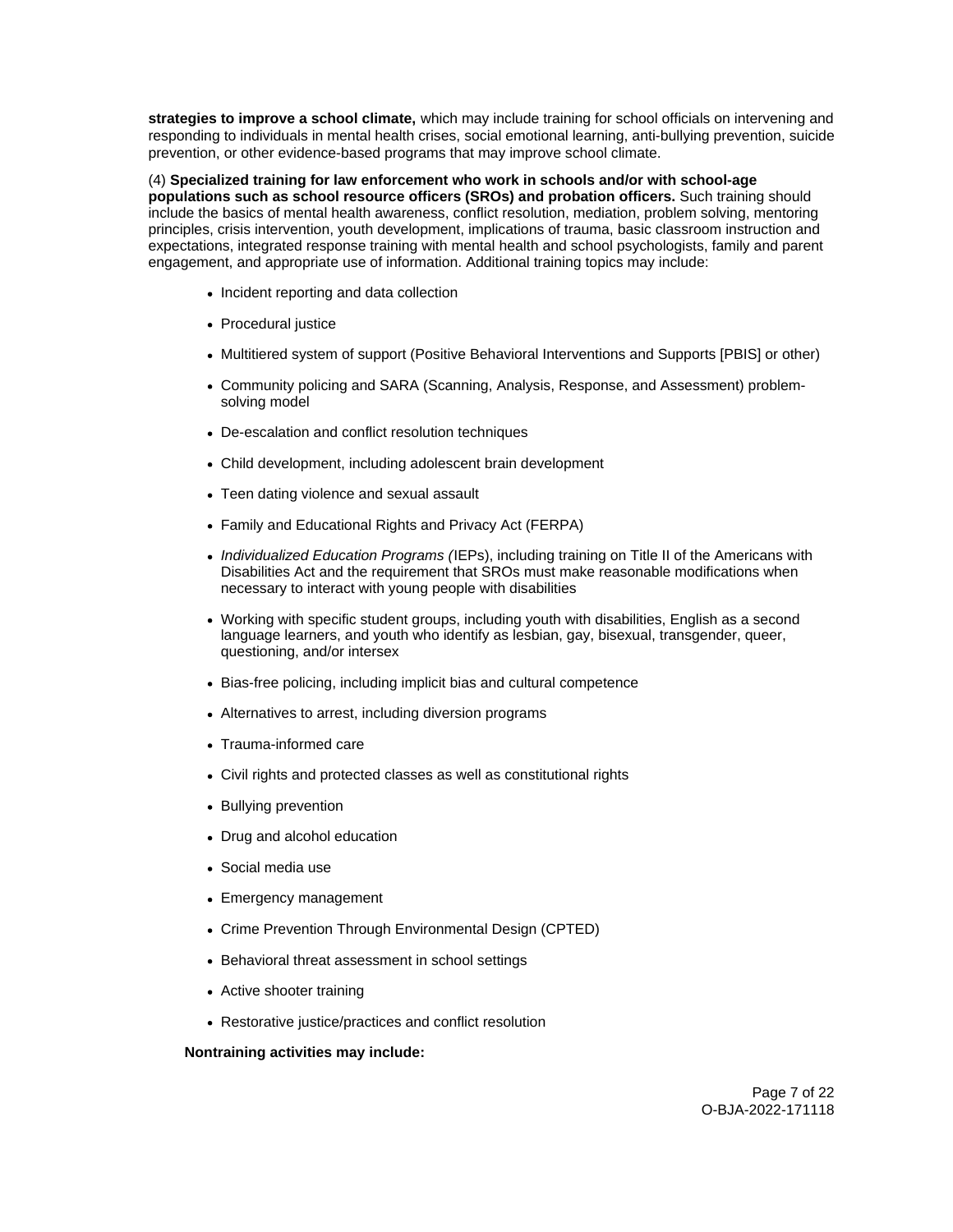**strategies to improve a school climate,** which may include training for school officials on intervening and responding to individuals in mental health crises, social emotional learning, anti-bullying prevention, suicide prevention, or other evidence-based programs that may improve school climate.

(4) **Specialized training for law enforcement who work in schools and/or with school-age populations such as school resource officers (SROs) and probation officers.** Such training should include the basics of mental health awareness, conflict resolution, mediation, problem solving, mentoring principles, crisis intervention, youth development, implications of trauma, basic classroom instruction and expectations, integrated response training with mental health and school psychologists, family and parent engagement, and appropriate use of information. Additional training topics may include:

- Incident reporting and data collection
- Procedural justice
- Multitiered system of support (Positive Behavioral Interventions and Supports [PBIS] or other)
- Community policing and SARA (Scanning, Analysis, Response, and Assessment) problem-solving model
- De-escalation and conflict resolution techniques
- Child development, including adolescent brain development
- Teen dating violence and sexual assault
- Family and Educational Rights and Privacy Act (FERPA)
- *Individualized Education Programs (*IEPs), including training on Title II of the Americans with Disabilities Act and the requirement that SROs must make reasonable modifications when necessary to interact with young people with disabilities
- Working with specific student groups, including youth with disabilities, English as a second language learners, and youth who identify as lesbian, gay, bisexual, transgender, queer, questioning, and/or intersex
- Bias-free policing, including implicit bias and cultural competence
- Alternatives to arrest, including diversion programs
- Trauma-informed care
- Civil rights and protected classes as well as constitutional rights
- Bullying prevention
- Drug and alcohol education
- Social media use
- Emergency management
- Crime Prevention Through Environmental Design (CPTED)
- Behavioral threat assessment in school settings
- Active shooter training
- Restorative justice/practices and conflict resolution

**Nontraining activities may include:**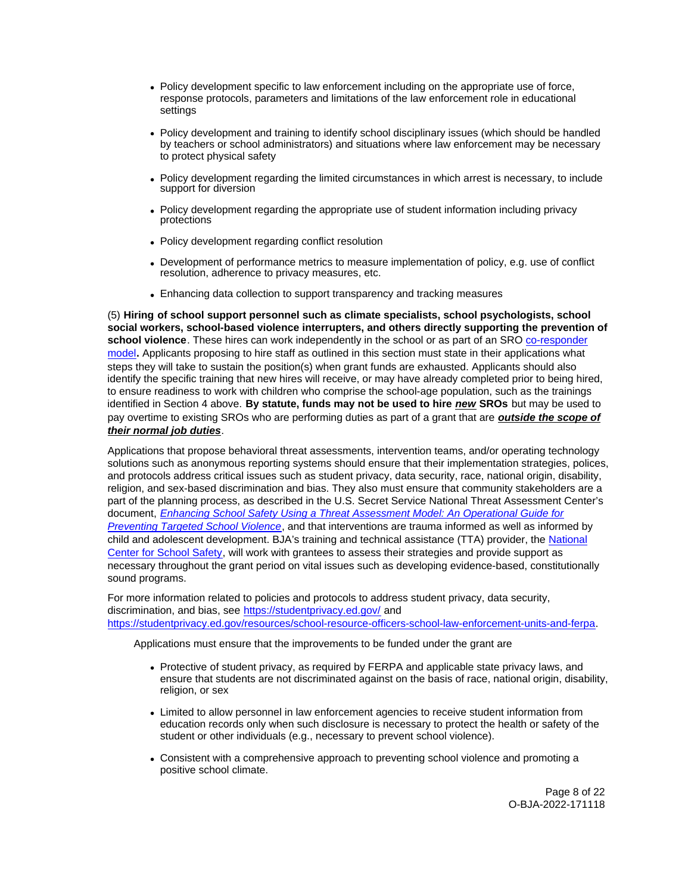- Policy development specific to law enforcement including on the appropriate use of force, response protocols, parameters and limitations of the law enforcement role in educational settings
- Policy development and training to identify school disciplinary issues (which should be handled by teachers or school administrators) and situations where law enforcement may be necessary to protect physical safety
- Policy development regarding the limited circumstances in which arrest is necessary, to include support for diversion
- Policy development regarding the appropriate use of student information including privacy protections
- Policy development regarding conflict resolution
- Development of performance metrics to measure implementation of policy, e.g. use of conflict resolution, adherence to privacy measures, etc.
- Enhancing data collection to support transparency and tracking measures

(5) **Hiring of school support personnel such as climate specialists, school psychologists, school social workers, school-based violence interrupters, and others directly supporting the prevention of school violence**. These hires can work independently in the school or as part of an SRO [co-responder model](co-responder model)**.** Applicants proposing to hire staff as outlined in this section must state in their applications what steps they will take to sustain the position(s) when grant funds are exhausted. Applicants should also identify the specific training that new hires will receive, or may have already completed prior to being hired, to ensure readiness to work with children who comprise the school-age population, such as the trainings identified in Section 4 above. **By statute, funds may not be used to hire *new* SROs** but may be used to pay overtime to existing SROs who are performing duties as part of a grant that are ***outside the scope of their normal job duties***.

Applications that propose behavioral threat assessments, intervention teams, and/or operating technology solutions such as anonymous reporting systems should ensure that their implementation strategies, polices, and protocols address critical issues such as student privacy, data security, race, national origin, disability, religion, and sex-based discrimination and bias. They also must ensure that community stakeholders are a part of the planning process, as described in the U.S. Secret Service National Threat Assessment Center's document, *Enhancing School Safety Using a Threat Assessment Model: An Operational Guide for Preventing Targeted School Violence*, and that interventions are trauma informed as well as informed by child and adolescent development. BJA's training and technical assistance (TTA) provider, the National Center for School Safety, will work with grantees to assess their strategies and provide support as necessary throughout the grant period on vital issues such as developing evidence-based, constitutionally sound programs.

For more information related to policies and protocols to address student privacy, data security, discrimination, and bias, see https://studentprivacy.ed.gov/ and https://studentprivacy.ed.gov/resources/school-resource-officers-school-law-enforcement-units-and-ferpa.

Applications must ensure that the improvements to be funded under the grant are

- Protective of student privacy, as required by FERPA and applicable state privacy laws, and ensure that students are not discriminated against on the basis of race, national origin, disability, religion, or sex
- Limited to allow personnel in law enforcement agencies to receive student information from education records only when such disclosure is necessary to protect the health or safety of the student or other individuals (e.g., necessary to prevent school violence).
- Consistent with a comprehensive approach to preventing school violence and promoting a positive school climate.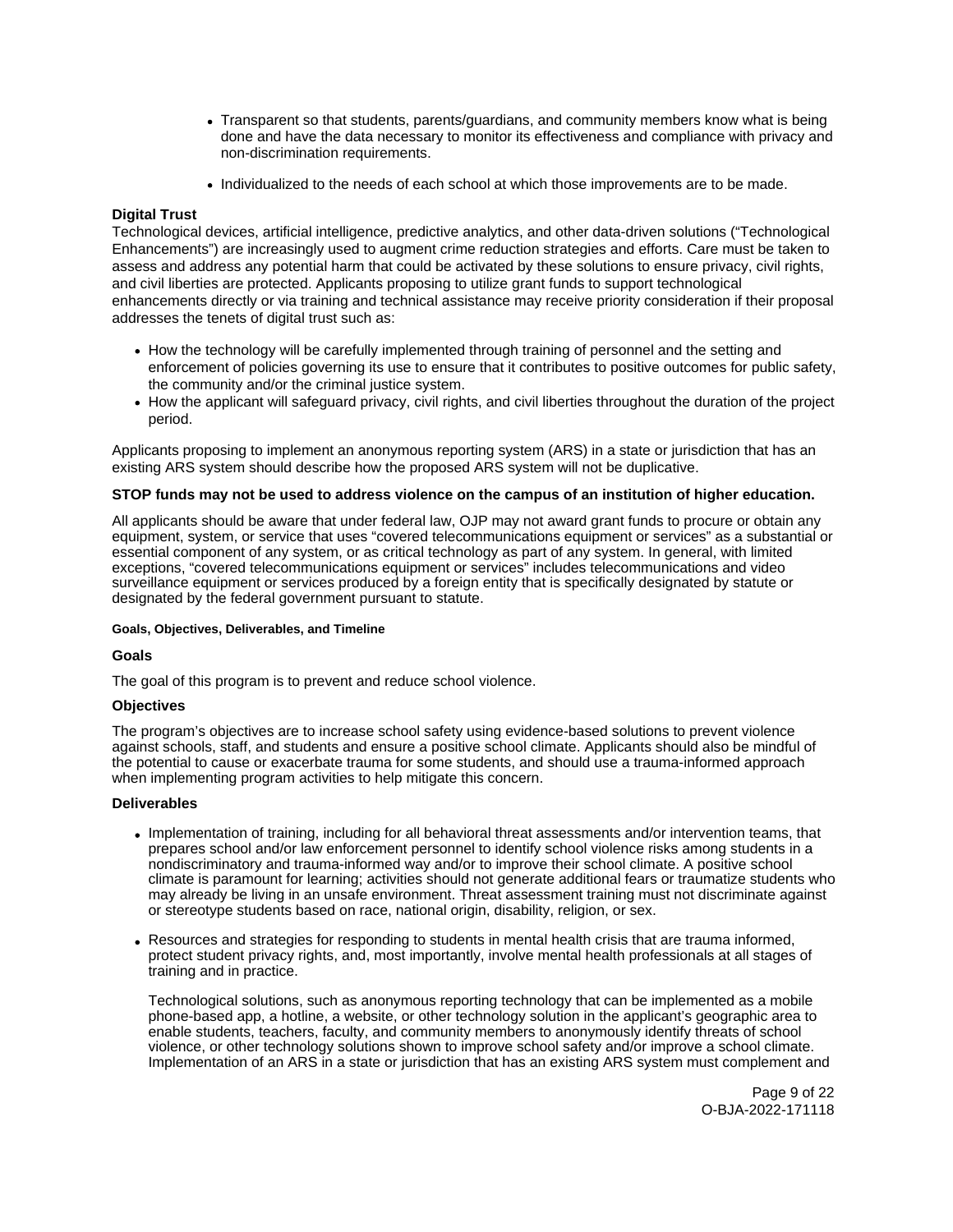- Transparent so that students, parents/guardians, and community members know what is being done and have the data necessary to monitor its effectiveness and compliance with privacy and non-discrimination requirements.
- Individualized to the needs of each school at which those improvements are to be made.

**Digital Trust**

Technological devices, artificial intelligence, predictive analytics, and other data-driven solutions ("Technological Enhancements") are increasingly used to augment crime reduction strategies and efforts. Care must be taken to assess and address any potential harm that could be activated by these solutions to ensure privacy, civil rights, and civil liberties are protected. Applicants proposing to utilize grant funds to support technological enhancements directly or via training and technical assistance may receive priority consideration if their proposal addresses the tenets of digital trust such as:

- How the technology will be carefully implemented through training of personnel and the setting and enforcement of policies governing its use to ensure that it contributes to positive outcomes for public safety, the community and/or the criminal justice system.
- How the applicant will safeguard privacy, civil rights, and civil liberties throughout the duration of the project period.

Applicants proposing to implement an anonymous reporting system (ARS) in a state or jurisdiction that has an existing ARS system should describe how the proposed ARS system will not be duplicative.

**STOP funds may not be used to address violence on the campus of an institution of higher education.**

All applicants should be aware that under federal law, OJP may not award grant funds to procure or obtain any equipment, system, or service that uses "covered telecommunications equipment or services" as a substantial or essential component of any system, or as critical technology as part of any system. In general, with limited exceptions, "covered telecommunications equipment or services" includes telecommunications and video surveillance equipment or services produced by a foreign entity that is specifically designated by statute or designated by the federal government pursuant to statute.

#### Goals, Objectives, Deliverables, and Timeline

**Goals**

The goal of this program is to prevent and reduce school violence.

**Objectives**

The program's objectives are to increase school safety using evidence-based solutions to prevent violence against schools, staff, and students and ensure a positive school climate. Applicants should also be mindful of the potential to cause or exacerbate trauma for some students, and should use a trauma-informed approach when implementing program activities to help mitigate this concern.

**Deliverables**

- Implementation of training, including for all behavioral threat assessments and/or intervention teams, that prepares school and/or law enforcement personnel to identify school violence risks among students in a nondiscriminatory and trauma-informed way and/or to improve their school climate. A positive school climate is paramount for learning; activities should not generate additional fears or traumatize students who may already be living in an unsafe environment. Threat assessment training must not discriminate against or stereotype students based on race, national origin, disability, religion, or sex.
- Resources and strategies for responding to students in mental health crisis that are trauma informed, protect student privacy rights, and, most importantly, involve mental health professionals at all stages of training and in practice.

  Technological solutions, such as anonymous reporting technology that can be implemented as a mobile phone-based app, a hotline, a website, or other technology solution in the applicant's geographic area to enable students, teachers, faculty, and community members to anonymously identify threats of school violence, or other technology solutions shown to improve school safety and/or improve a school climate. Implementation of an ARS in a state or jurisdiction that has an existing ARS system must complement and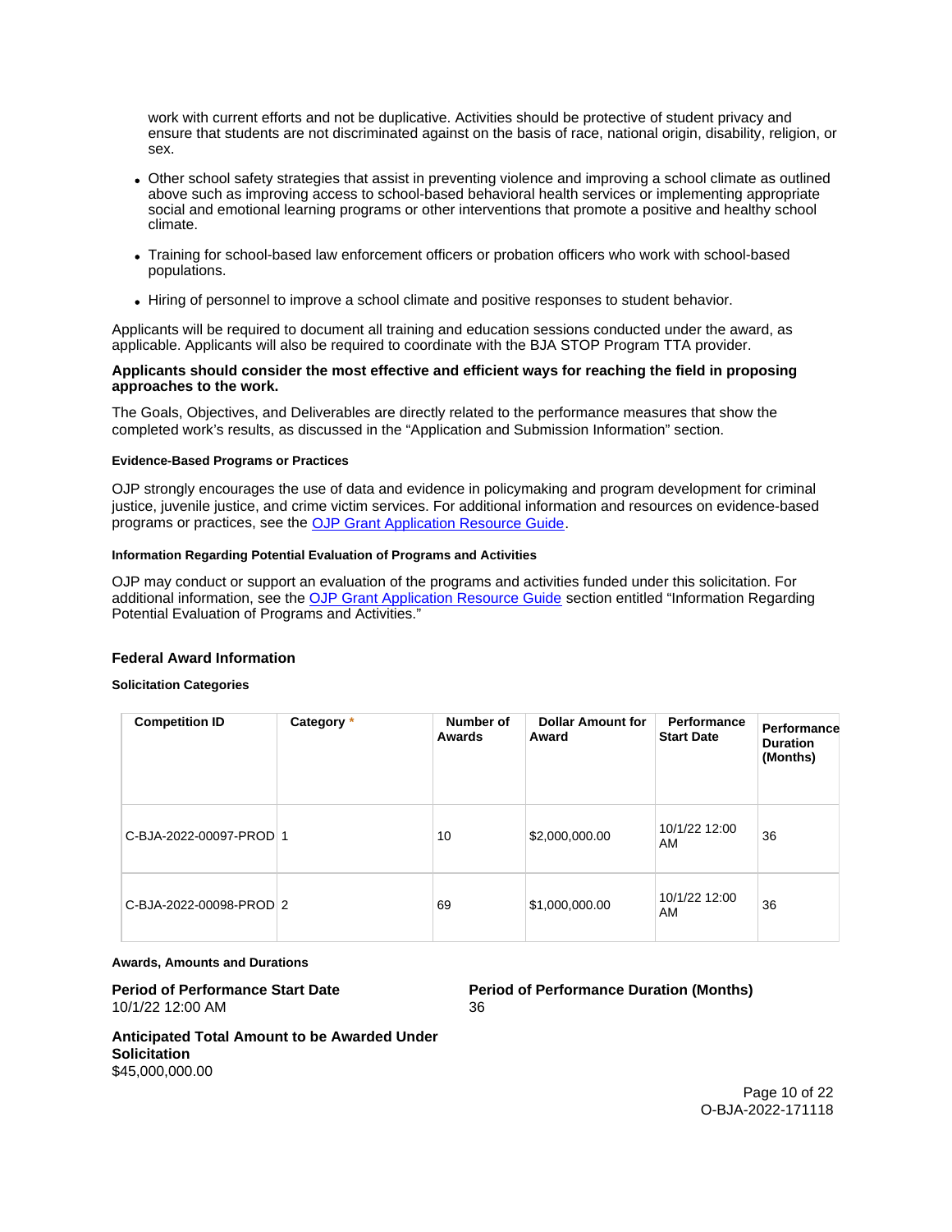work with current efforts and not be duplicative. Activities should be protective of student privacy and ensure that students are not discriminated against on the basis of race, national origin, disability, religion, or sex.

- Other school safety strategies that assist in preventing violence and improving a school climate as outlined above such as improving access to school-based behavioral health services or implementing appropriate social and emotional learning programs or other interventions that promote a positive and healthy school climate.
- Training for school-based law enforcement officers or probation officers who work with school-based populations.
- Hiring of personnel to improve a school climate and positive responses to student behavior.

Applicants will be required to document all training and education sessions conducted under the award, as applicable. Applicants will also be required to coordinate with the BJA STOP Program TTA provider.

**Applicants should consider the most effective and efficient ways for reaching the field in proposing approaches to the work.**

The Goals, Objectives, and Deliverables are directly related to the performance measures that show the completed work's results, as discussed in the "Application and Submission Information" section.

#### Evidence-Based Programs or Practices

OJP strongly encourages the use of data and evidence in policymaking and program development for criminal justice, juvenile justice, and crime victim services. For additional information and resources on evidence-based programs or practices, see the OJP Grant Application Resource Guide.

#### Information Regarding Potential Evaluation of Programs and Activities

OJP may conduct or support an evaluation of the programs and activities funded under this solicitation. For additional information, see the OJP Grant Application Resource Guide section entitled "Information Regarding Potential Evaluation of Programs and Activities."

### Federal Award Information

#### Solicitation Categories

| Competition ID | Category * | Number of Awards | Dollar Amount for Award | Performance Start Date | Performance Duration (Months) |
|---|---|---|---|---|---|
| C-BJA-2022-00097-PROD | 1 | 10 | $2,000,000.00 | 10/1/22 12:00 AM | 36 |
| C-BJA-2022-00098-PROD | 2 | 69 | $1,000,000.00 | 10/1/22 12:00 AM | 36 |

#### Awards, Amounts and Durations

**Period of Performance Start Date**
10/1/22 12:00 AM

**Period of Performance Duration (Months)**
36

**Anticipated Total Amount to be Awarded Under Solicitation**
$45,000,000.00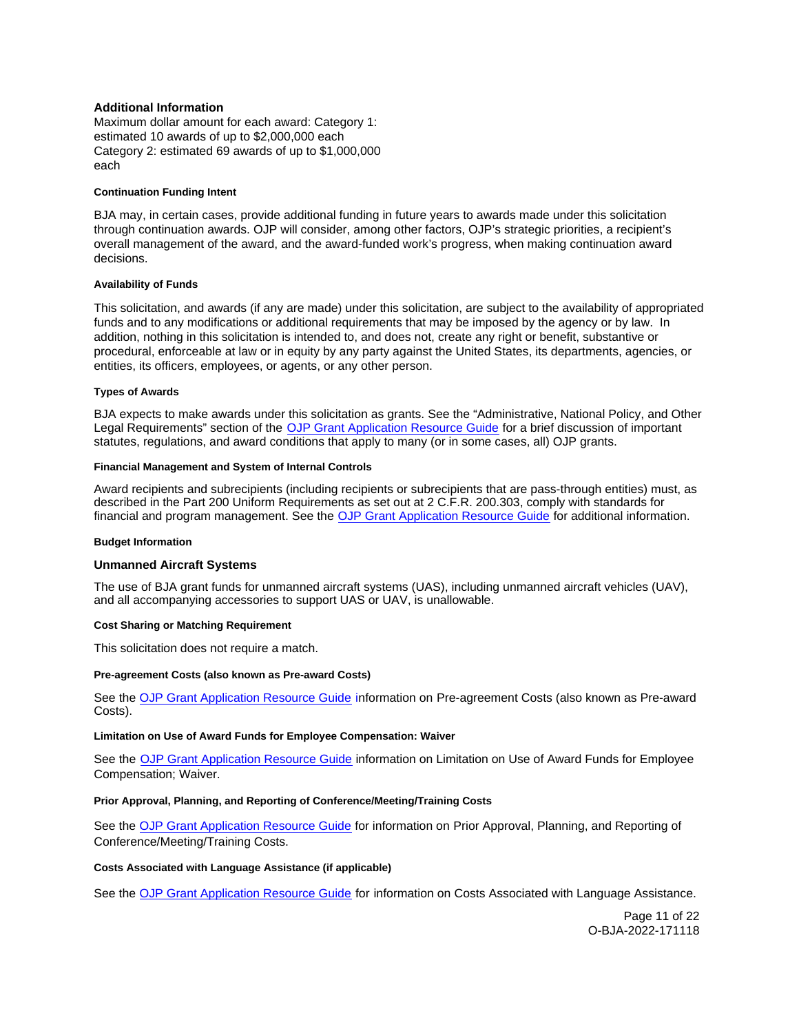### Additional Information

Maximum dollar amount for each award: Category 1: estimated 10 awards of up to $2,000,000 each
Category 2: estimated 69 awards of up to $1,000,000 each

#### Continuation Funding Intent

BJA may, in certain cases, provide additional funding in future years to awards made under this solicitation through continuation awards. OJP will consider, among other factors, OJP's strategic priorities, a recipient's overall management of the award, and the award-funded work's progress, when making continuation award decisions.

#### Availability of Funds

This solicitation, and awards (if any are made) under this solicitation, are subject to the availability of appropriated funds and to any modifications or additional requirements that may be imposed by the agency or by law. In addition, nothing in this solicitation is intended to, and does not, create any right or benefit, substantive or procedural, enforceable at law or in equity by any party against the United States, its departments, agencies, or entities, its officers, employees, or agents, or any other person.

#### Types of Awards

BJA expects to make awards under this solicitation as grants. See the "Administrative, National Policy, and Other Legal Requirements" section of the OJP Grant Application Resource Guide for a brief discussion of important statutes, regulations, and award conditions that apply to many (or in some cases, all) OJP grants.

#### Financial Management and System of Internal Controls

Award recipients and subrecipients (including recipients or subrecipients that are pass-through entities) must, as described in the Part 200 Uniform Requirements as set out at 2 C.F.R. 200.303, comply with standards for financial and program management. See the OJP Grant Application Resource Guide for additional information.

#### Budget Information

### Unmanned Aircraft Systems

The use of BJA grant funds for unmanned aircraft systems (UAS), including unmanned aircraft vehicles (UAV), and all accompanying accessories to support UAS or UAV, is unallowable.

#### Cost Sharing or Matching Requirement

This solicitation does not require a match.

#### Pre-agreement Costs (also known as Pre-award Costs)

See the OJP Grant Application Resource Guide information on Pre-agreement Costs (also known as Pre-award Costs).

#### Limitation on Use of Award Funds for Employee Compensation: Waiver

See the OJP Grant Application Resource Guide information on Limitation on Use of Award Funds for Employee Compensation; Waiver.

#### Prior Approval, Planning, and Reporting of Conference/Meeting/Training Costs

See the OJP Grant Application Resource Guide for information on Prior Approval, Planning, and Reporting of Conference/Meeting/Training Costs.

#### Costs Associated with Language Assistance (if applicable)

See the OJP Grant Application Resource Guide for information on Costs Associated with Language Assistance.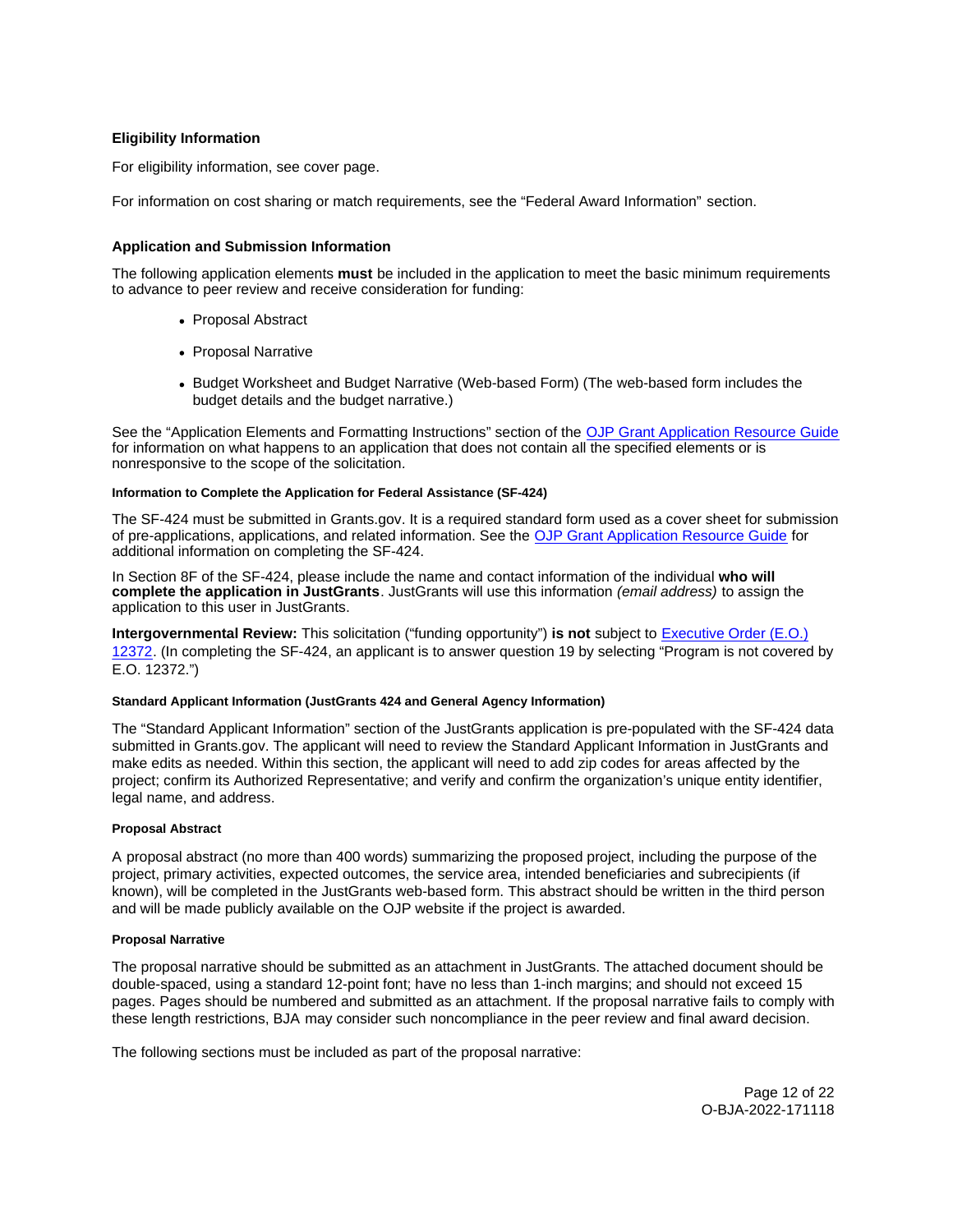## Eligibility Information

For eligibility information, see cover page.

For information on cost sharing or match requirements, see the "Federal Award Information" section.

## Application and Submission Information

The following application elements **must** be included in the application to meet the basic minimum requirements to advance to peer review and receive consideration for funding:

- Proposal Abstract
- Proposal Narrative
- Budget Worksheet and Budget Narrative (Web-based Form) (The web-based form includes the budget details and the budget narrative.)

See the "Application Elements and Formatting Instructions" section of the OJP Grant Application Resource Guide for information on what happens to an application that does not contain all the specified elements or is nonresponsive to the scope of the solicitation.

#### Information to Complete the Application for Federal Assistance (SF-424)

The SF-424 must be submitted in Grants.gov. It is a required standard form used as a cover sheet for submission of pre-applications, applications, and related information. See the OJP Grant Application Resource Guide for additional information on completing the SF-424.

In Section 8F of the SF-424, please include the name and contact information of the individual **who will complete the application in JustGrants**. JustGrants will use this information *(email address)* to assign the application to this user in JustGrants.

**Intergovernmental Review:** This solicitation ("funding opportunity") **is not** subject to Executive Order (E.O.) 12372. (In completing the SF-424, an applicant is to answer question 19 by selecting "Program is not covered by E.O. 12372.")

#### Standard Applicant Information (JustGrants 424 and General Agency Information)

The "Standard Applicant Information" section of the JustGrants application is pre-populated with the SF-424 data submitted in Grants.gov. The applicant will need to review the Standard Applicant Information in JustGrants and make edits as needed. Within this section, the applicant will need to add zip codes for areas affected by the project; confirm its Authorized Representative; and verify and confirm the organization's unique entity identifier, legal name, and address.

#### Proposal Abstract

A proposal abstract (no more than 400 words) summarizing the proposed project, including the purpose of the project, primary activities, expected outcomes, the service area, intended beneficiaries and subrecipients (if known), will be completed in the JustGrants web-based form. This abstract should be written in the third person and will be made publicly available on the OJP website if the project is awarded.

#### Proposal Narrative

The proposal narrative should be submitted as an attachment in JustGrants. The attached document should be double-spaced, using a standard 12-point font; have no less than 1-inch margins; and should not exceed 15 pages. Pages should be numbered and submitted as an attachment. If the proposal narrative fails to comply with these length restrictions, BJA may consider such noncompliance in the peer review and final award decision.

The following sections must be included as part of the proposal narrative: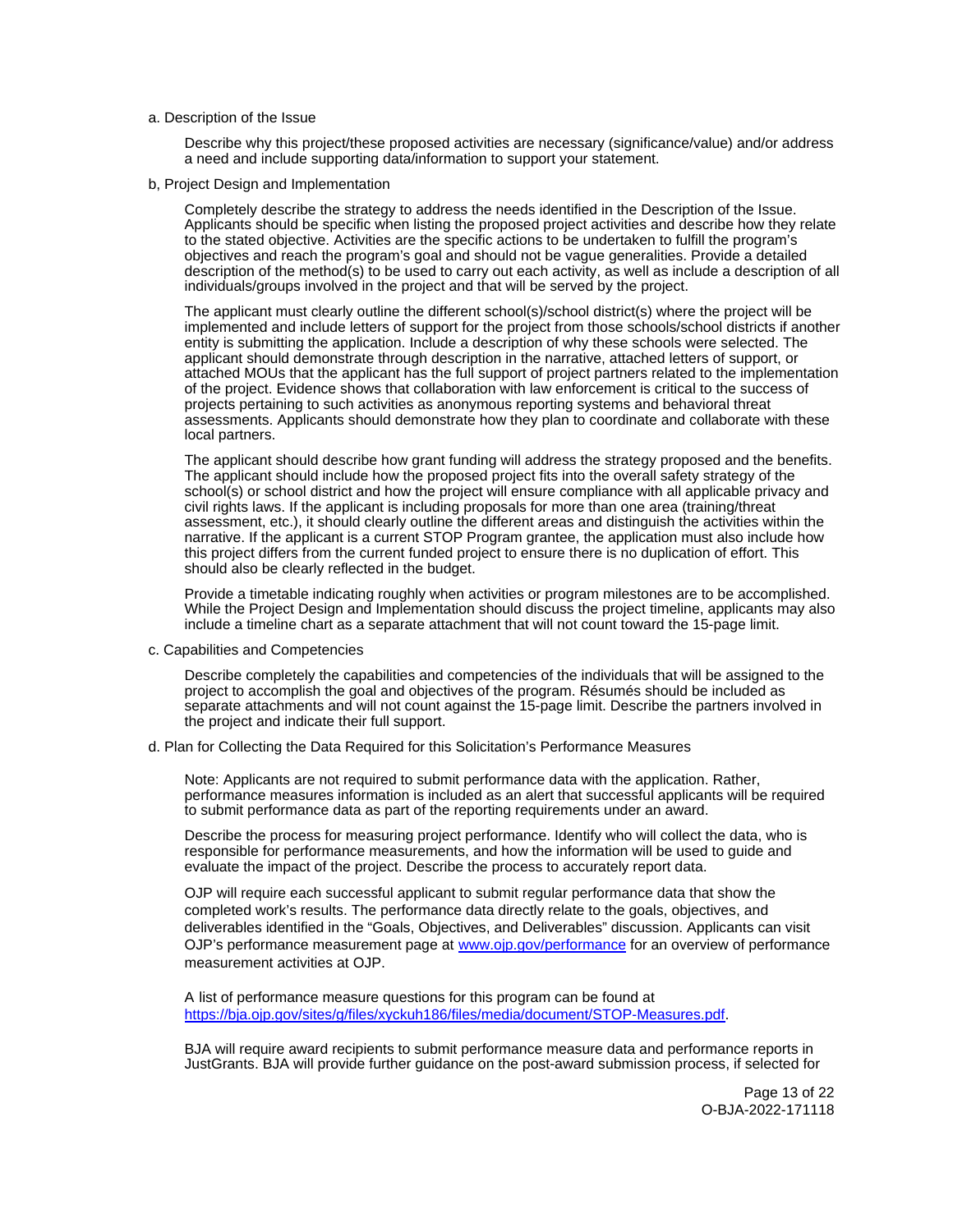a. Description of the Issue

Describe why this project/these proposed activities are necessary (significance/value) and/or address a need and include supporting data/information to support your statement.

b, Project Design and Implementation

Completely describe the strategy to address the needs identified in the Description of the Issue. Applicants should be specific when listing the proposed project activities and describe how they relate to the stated objective. Activities are the specific actions to be undertaken to fulfill the program's objectives and reach the program's goal and should not be vague generalities. Provide a detailed description of the method(s) to be used to carry out each activity, as well as include a description of all individuals/groups involved in the project and that will be served by the project.

The applicant must clearly outline the different school(s)/school district(s) where the project will be implemented and include letters of support for the project from those schools/school districts if another entity is submitting the application. Include a description of why these schools were selected. The applicant should demonstrate through description in the narrative, attached letters of support, or attached MOUs that the applicant has the full support of project partners related to the implementation of the project. Evidence shows that collaboration with law enforcement is critical to the success of projects pertaining to such activities as anonymous reporting systems and behavioral threat assessments. Applicants should demonstrate how they plan to coordinate and collaborate with these local partners.

The applicant should describe how grant funding will address the strategy proposed and the benefits. The applicant should include how the proposed project fits into the overall safety strategy of the school(s) or school district and how the project will ensure compliance with all applicable privacy and civil rights laws. If the applicant is including proposals for more than one area (training/threat assessment, etc.), it should clearly outline the different areas and distinguish the activities within the narrative. If the applicant is a current STOP Program grantee, the application must also include how this project differs from the current funded project to ensure there is no duplication of effort. This should also be clearly reflected in the budget.

Provide a timetable indicating roughly when activities or program milestones are to be accomplished. While the Project Design and Implementation should discuss the project timeline, applicants may also include a timeline chart as a separate attachment that will not count toward the 15-page limit.

c. Capabilities and Competencies

Describe completely the capabilities and competencies of the individuals that will be assigned to the project to accomplish the goal and objectives of the program. Résumés should be included as separate attachments and will not count against the 15-page limit. Describe the partners involved in the project and indicate their full support.

d. Plan for Collecting the Data Required for this Solicitation's Performance Measures

Note: Applicants are not required to submit performance data with the application. Rather, performance measures information is included as an alert that successful applicants will be required to submit performance data as part of the reporting requirements under an award.

Describe the process for measuring project performance. Identify who will collect the data, who is responsible for performance measurements, and how the information will be used to guide and evaluate the impact of the project. Describe the process to accurately report data.

OJP will require each successful applicant to submit regular performance data that show the completed work's results. The performance data directly relate to the goals, objectives, and deliverables identified in the "Goals, Objectives, and Deliverables" discussion. Applicants can visit OJP's performance measurement page at [www.ojp.gov/performance](www.ojp.gov/performance) for an overview of performance measurement activities at OJP.

A list of performance measure questions for this program can be found at [https://bja.ojp.gov/sites/g/files/xyckuh186/files/media/document/STOP-Measures.pdf](https://bja.ojp.gov/sites/g/files/xyckuh186/files/media/document/STOP-Measures.pdf).

BJA will require award recipients to submit performance measure data and performance reports in JustGrants. BJA will provide further guidance on the post-award submission process, if selected for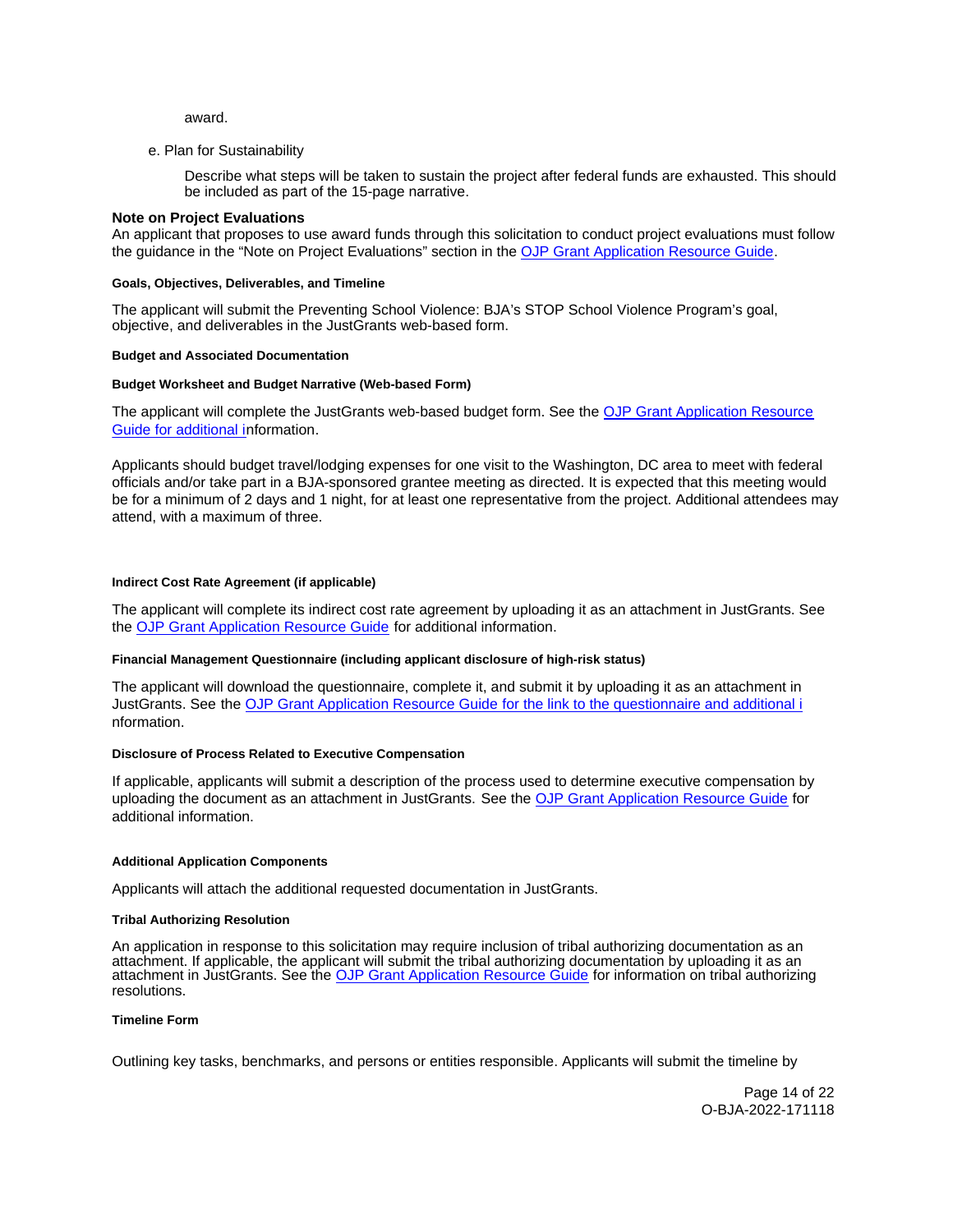award.

e. Plan for Sustainability

Describe what steps will be taken to sustain the project after federal funds are exhausted. This should be included as part of the 15-page narrative.

### Note on Project Evaluations

An applicant that proposes to use award funds through this solicitation to conduct project evaluations must follow the guidance in the "Note on Project Evaluations" section in the OJP Grant Application Resource Guide.

#### Goals, Objectives, Deliverables, and Timeline

The applicant will submit the Preventing School Violence: BJA's STOP School Violence Program's goal, objective, and deliverables in the JustGrants web-based form.

#### Budget and Associated Documentation

#### Budget Worksheet and Budget Narrative (Web-based Form)

The applicant will complete the JustGrants web-based budget form. See the OJP Grant Application Resource Guide for additional information.

Applicants should budget travel/lodging expenses for one visit to the Washington, DC area to meet with federal officials and/or take part in a BJA-sponsored grantee meeting as directed. It is expected that this meeting would be for a minimum of 2 days and 1 night, for at least one representative from the project. Additional attendees may attend, with a maximum of three.

#### Indirect Cost Rate Agreement (if applicable)

The applicant will complete its indirect cost rate agreement by uploading it as an attachment in JustGrants. See the OJP Grant Application Resource Guide for additional information.

#### Financial Management Questionnaire (including applicant disclosure of high-risk status)

The applicant will download the questionnaire, complete it, and submit it by uploading it as an attachment in JustGrants. See the OJP Grant Application Resource Guide for the link to the questionnaire and additional information.

#### Disclosure of Process Related to Executive Compensation

If applicable, applicants will submit a description of the process used to determine executive compensation by uploading the document as an attachment in JustGrants. See the OJP Grant Application Resource Guide for additional information.

#### Additional Application Components

Applicants will attach the additional requested documentation in JustGrants.

#### Tribal Authorizing Resolution

An application in response to this solicitation may require inclusion of tribal authorizing documentation as an attachment. If applicable, the applicant will submit the tribal authorizing documentation by uploading it as an attachment in JustGrants. See the OJP Grant Application Resource Guide for information on tribal authorizing resolutions.

#### Timeline Form

Outlining key tasks, benchmarks, and persons or entities responsible. Applicants will submit the timeline by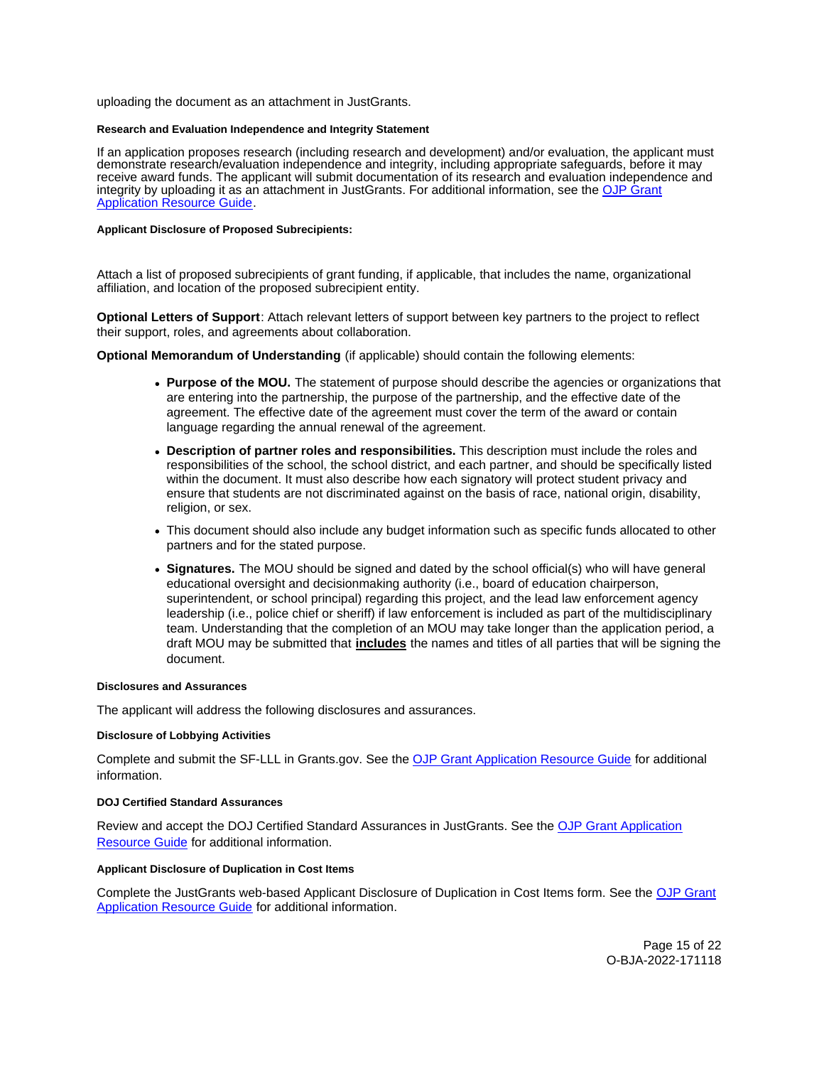uploading the document as an attachment in JustGrants.

#### Research and Evaluation Independence and Integrity Statement

If an application proposes research (including research and development) and/or evaluation, the applicant must demonstrate research/evaluation independence and integrity, including appropriate safeguards, before it may receive award funds. The applicant will submit documentation of its research and evaluation independence and integrity by uploading it as an attachment in JustGrants. For additional information, see the OJP Grant Application Resource Guide.

#### Applicant Disclosure of Proposed Subrecipients:

Attach a list of proposed subrecipients of grant funding, if applicable, that includes the name, organizational affiliation, and location of the proposed subrecipient entity.

**Optional Letters of Support**: Attach relevant letters of support between key partners to the project to reflect their support, roles, and agreements about collaboration.

**Optional Memorandum of Understanding** (if applicable) should contain the following elements:

- **Purpose of the MOU.** The statement of purpose should describe the agencies or organizations that are entering into the partnership, the purpose of the partnership, and the effective date of the agreement. The effective date of the agreement must cover the term of the award or contain language regarding the annual renewal of the agreement.
- **Description of partner roles and responsibilities.** This description must include the roles and responsibilities of the school, the school district, and each partner, and should be specifically listed within the document. It must also describe how each signatory will protect student privacy and ensure that students are not discriminated against on the basis of race, national origin, disability, religion, or sex.
- This document should also include any budget information such as specific funds allocated to other partners and for the stated purpose.
- **Signatures.** The MOU should be signed and dated by the school official(s) who will have general educational oversight and decisionmaking authority (i.e., board of education chairperson, superintendent, or school principal) regarding this project, and the lead law enforcement agency leadership (i.e., police chief or sheriff) if law enforcement is included as part of the multidisciplinary team. Understanding that the completion of an MOU may take longer than the application period, a draft MOU may be submitted that **includes** the names and titles of all parties that will be signing the document.

#### Disclosures and Assurances

The applicant will address the following disclosures and assurances.

#### Disclosure of Lobbying Activities

Complete and submit the SF-LLL in Grants.gov. See the OJP Grant Application Resource Guide for additional information.

#### DOJ Certified Standard Assurances

Review and accept the DOJ Certified Standard Assurances in JustGrants. See the OJP Grant Application Resource Guide for additional information.

#### Applicant Disclosure of Duplication in Cost Items

Complete the JustGrants web-based Applicant Disclosure of Duplication in Cost Items form. See the OJP Grant Application Resource Guide for additional information.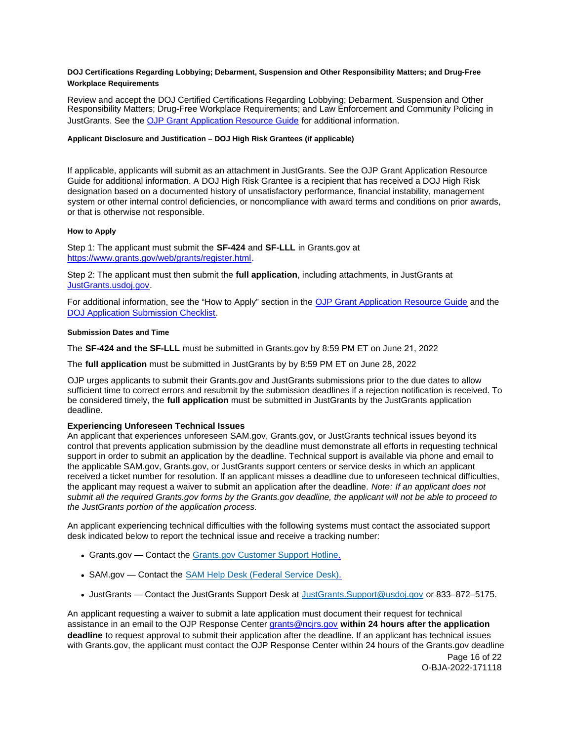#### DOJ Certifications Regarding Lobbying; Debarment, Suspension and Other Responsibility Matters; and Drug-Free Workplace Requirements

Review and accept the DOJ Certified Certifications Regarding Lobbying; Debarment, Suspension and Other Responsibility Matters; Drug-Free Workplace Requirements; and Law Enforcement and Community Policing in JustGrants. See the [OJP Grant Application Resource Guide](https://www.ojp.gov/funding/apply/ojp-grant-application-resource-guide) for additional information.

#### Applicant Disclosure and Justification – DOJ High Risk Grantees (if applicable)

If applicable, applicants will submit as an attachment in JustGrants. See the OJP Grant Application Resource Guide for additional information. A DOJ High Risk Grantee is a recipient that has received a DOJ High Risk designation based on a documented history of unsatisfactory performance, financial instability, management system or other internal control deficiencies, or noncompliance with award terms and conditions on prior awards, or that is otherwise not responsible.

#### How to Apply

Step 1: The applicant must submit the **SF-424** and **SF-LLL** in Grants.gov at [https://www.grants.gov/web/grants/register.html](https://www.grants.gov/web/grants/register.html).

Step 2: The applicant must then submit the **full application**, including attachments, in JustGrants at [JustGrants.usdoj.gov](https://justgrants.usdoj.gov).

For additional information, see the "How to Apply" section in the [OJP Grant Application Resource Guide](https://www.ojp.gov/funding/apply/ojp-grant-application-resource-guide) and the [DOJ Application Submission Checklist](https://justicegrants.usdoj.gov/sites/g/files/xyckuh296/files/media/document/appln-submission-checklist.pdf).

#### Submission Dates and Time

The **SF-424 and the SF-LLL** must be submitted in Grants.gov by 8:59 PM ET on June 21, 2022

The **full application** must be submitted in JustGrants by by 8:59 PM ET on June 28, 2022

OJP urges applicants to submit their Grants.gov and JustGrants submissions prior to the due dates to allow sufficient time to correct errors and resubmit by the submission deadlines if a rejection notification is received. To be considered timely, the **full application** must be submitted in JustGrants by the JustGrants application deadline.

**Experiencing Unforeseen Technical Issues**

An applicant that experiences unforeseen SAM.gov, Grants.gov, or JustGrants technical issues beyond its control that prevents application submission by the deadline must demonstrate all efforts in requesting technical support in order to submit an application by the deadline. Technical support is available via phone and email to the applicable SAM.gov, Grants.gov, or JustGrants support centers or service desks in which an applicant received a ticket number for resolution. If an applicant misses a deadline due to unforeseen technical difficulties, the applicant may request a waiver to submit an application after the deadline. *Note: If an applicant does not submit all the required Grants.gov forms by the Grants.gov deadline, the applicant will not be able to proceed to the JustGrants portion of the application process.*

An applicant experiencing technical difficulties with the following systems must contact the associated support desk indicated below to report the technical issue and receive a tracking number:

- Grants.gov — Contact the [Grants.gov Customer Support Hotline.](https://www.grants.gov/web/grants/support.html)
- SAM.gov — Contact the [SAM Help Desk (Federal Service Desk).](https://www.fsd.gov/gsafsd_sp)
- JustGrants — Contact the JustGrants Support Desk at [JustGrants.Support@usdoj.gov](mailto:JustGrants.Support@usdoj.gov) or 833–872–5175.

An applicant requesting a waiver to submit a late application must document their request for technical assistance in an email to the OJP Response Center [grants@ncjrs.gov](mailto:grants@ncjrs.gov) **within 24 hours after the application deadline** to request approval to submit their application after the deadline. If an applicant has technical issues with Grants.gov, the applicant must contact the OJP Response Center within 24 hours of the Grants.gov deadline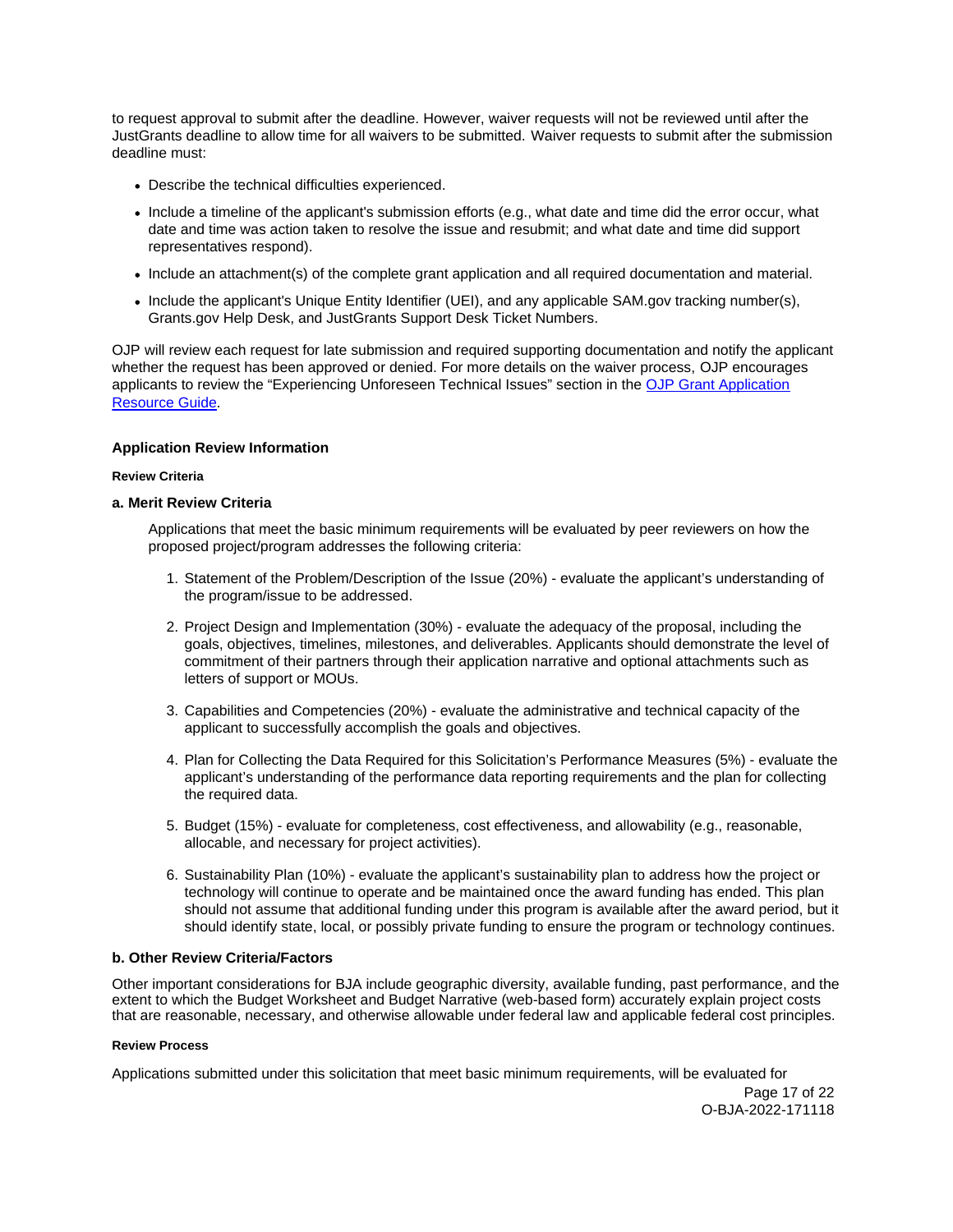to request approval to submit after the deadline. However, waiver requests will not be reviewed until after the JustGrants deadline to allow time for all waivers to be submitted. Waiver requests to submit after the submission deadline must:

- Describe the technical difficulties experienced.
- Include a timeline of the applicant's submission efforts (e.g., what date and time did the error occur, what date and time was action taken to resolve the issue and resubmit; and what date and time did support representatives respond).
- Include an attachment(s) of the complete grant application and all required documentation and material.
- Include the applicant's Unique Entity Identifier (UEI), and any applicable SAM.gov tracking number(s), Grants.gov Help Desk, and JustGrants Support Desk Ticket Numbers.

OJP will review each request for late submission and required supporting documentation and notify the applicant whether the request has been approved or denied. For more details on the waiver process, OJP encourages applicants to review the "Experiencing Unforeseen Technical Issues" section in the OJP Grant Application Resource Guide.

### Application Review Information

#### Review Criteria

#### a. Merit Review Criteria

Applications that meet the basic minimum requirements will be evaluated by peer reviewers on how the proposed project/program addresses the following criteria:

1. Statement of the Problem/Description of the Issue (20%) - evaluate the applicant's understanding of the program/issue to be addressed.
2. Project Design and Implementation (30%) - evaluate the adequacy of the proposal, including the goals, objectives, timelines, milestones, and deliverables. Applicants should demonstrate the level of commitment of their partners through their application narrative and optional attachments such as letters of support or MOUs.
3. Capabilities and Competencies (20%) - evaluate the administrative and technical capacity of the applicant to successfully accomplish the goals and objectives.
4. Plan for Collecting the Data Required for this Solicitation's Performance Measures (5%) - evaluate the applicant's understanding of the performance data reporting requirements and the plan for collecting the required data.
5. Budget (15%) - evaluate for completeness, cost effectiveness, and allowability (e.g., reasonable, allocable, and necessary for project activities).
6. Sustainability Plan (10%) - evaluate the applicant's sustainability plan to address how the project or technology will continue to operate and be maintained once the award funding has ended. This plan should not assume that additional funding under this program is available after the award period, but it should identify state, local, or possibly private funding to ensure the program or technology continues.

#### b. Other Review Criteria/Factors

Other important considerations for BJA include geographic diversity, available funding, past performance, and the extent to which the Budget Worksheet and Budget Narrative (web-based form) accurately explain project costs that are reasonable, necessary, and otherwise allowable under federal law and applicable federal cost principles.

#### Review Process

Applications submitted under this solicitation that meet basic minimum requirements, will be evaluated for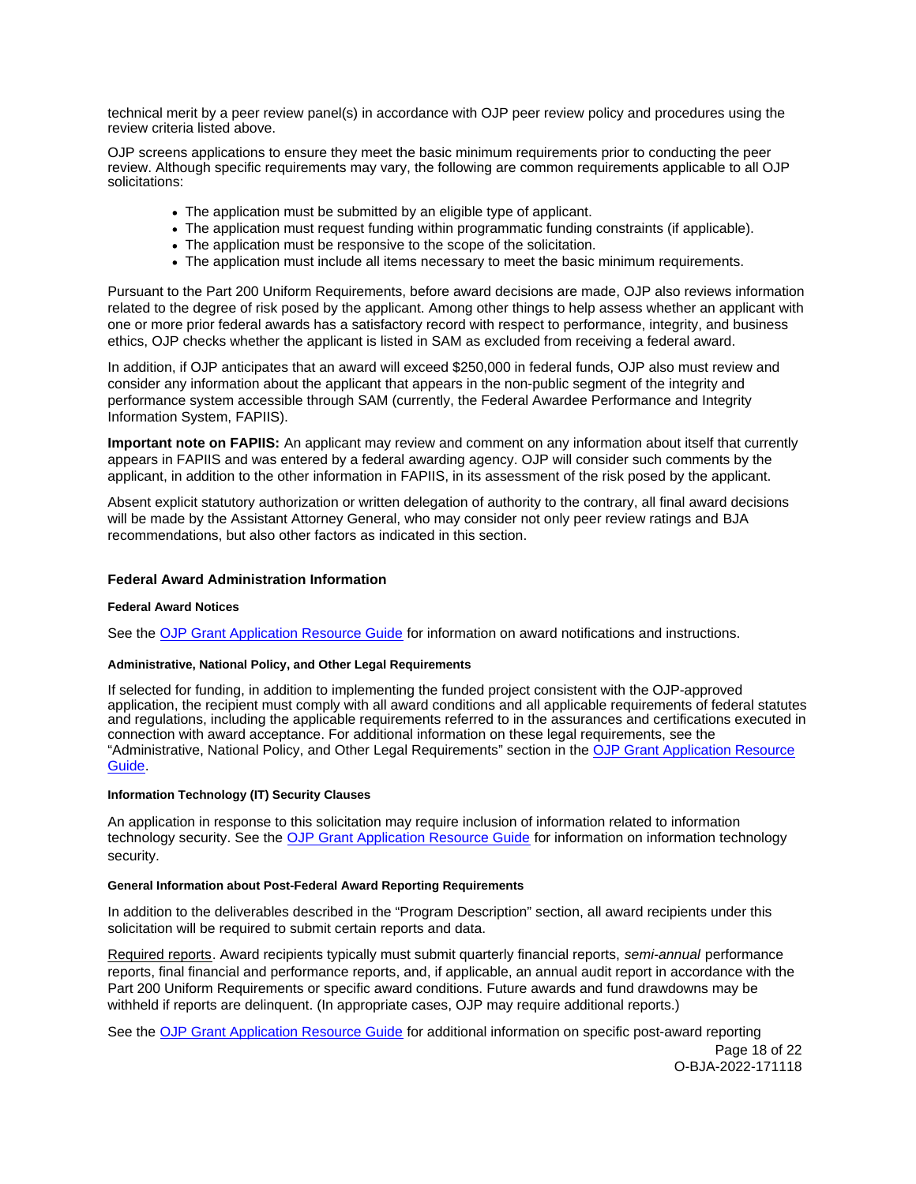technical merit by a peer review panel(s) in accordance with OJP peer review policy and procedures using the review criteria listed above.

OJP screens applications to ensure they meet the basic minimum requirements prior to conducting the peer review. Although specific requirements may vary, the following are common requirements applicable to all OJP solicitations:

- The application must be submitted by an eligible type of applicant.
- The application must request funding within programmatic funding constraints (if applicable).
- The application must be responsive to the scope of the solicitation.
- The application must include all items necessary to meet the basic minimum requirements.

Pursuant to the Part 200 Uniform Requirements, before award decisions are made, OJP also reviews information related to the degree of risk posed by the applicant. Among other things to help assess whether an applicant with one or more prior federal awards has a satisfactory record with respect to performance, integrity, and business ethics, OJP checks whether the applicant is listed in SAM as excluded from receiving a federal award.

In addition, if OJP anticipates that an award will exceed $250,000 in federal funds, OJP also must review and consider any information about the applicant that appears in the non-public segment of the integrity and performance system accessible through SAM (currently, the Federal Awardee Performance and Integrity Information System, FAPIIS).

**Important note on FAPIIS:** An applicant may review and comment on any information about itself that currently appears in FAPIIS and was entered by a federal awarding agency. OJP will consider such comments by the applicant, in addition to the other information in FAPIIS, in its assessment of the risk posed by the applicant.

Absent explicit statutory authorization or written delegation of authority to the contrary, all final award decisions will be made by the Assistant Attorney General, who may consider not only peer review ratings and BJA recommendations, but also other factors as indicated in this section.

## Federal Award Administration Information

#### Federal Award Notices

See the OJP Grant Application Resource Guide for information on award notifications and instructions.

#### Administrative, National Policy, and Other Legal Requirements

If selected for funding, in addition to implementing the funded project consistent with the OJP-approved application, the recipient must comply with all award conditions and all applicable requirements of federal statutes and regulations, including the applicable requirements referred to in the assurances and certifications executed in connection with award acceptance. For additional information on these legal requirements, see the "Administrative, National Policy, and Other Legal Requirements" section in the OJP Grant Application Resource Guide.

#### Information Technology (IT) Security Clauses

An application in response to this solicitation may require inclusion of information related to information technology security. See the OJP Grant Application Resource Guide for information on information technology security.

#### General Information about Post-Federal Award Reporting Requirements

In addition to the deliverables described in the "Program Description" section, all award recipients under this solicitation will be required to submit certain reports and data.

Required reports. Award recipients typically must submit quarterly financial reports, *semi-annual* performance reports, final financial and performance reports, and, if applicable, an annual audit report in accordance with the Part 200 Uniform Requirements or specific award conditions. Future awards and fund drawdowns may be withheld if reports are delinquent. (In appropriate cases, OJP may require additional reports.)

See the OJP Grant Application Resource Guide for additional information on specific post-award reporting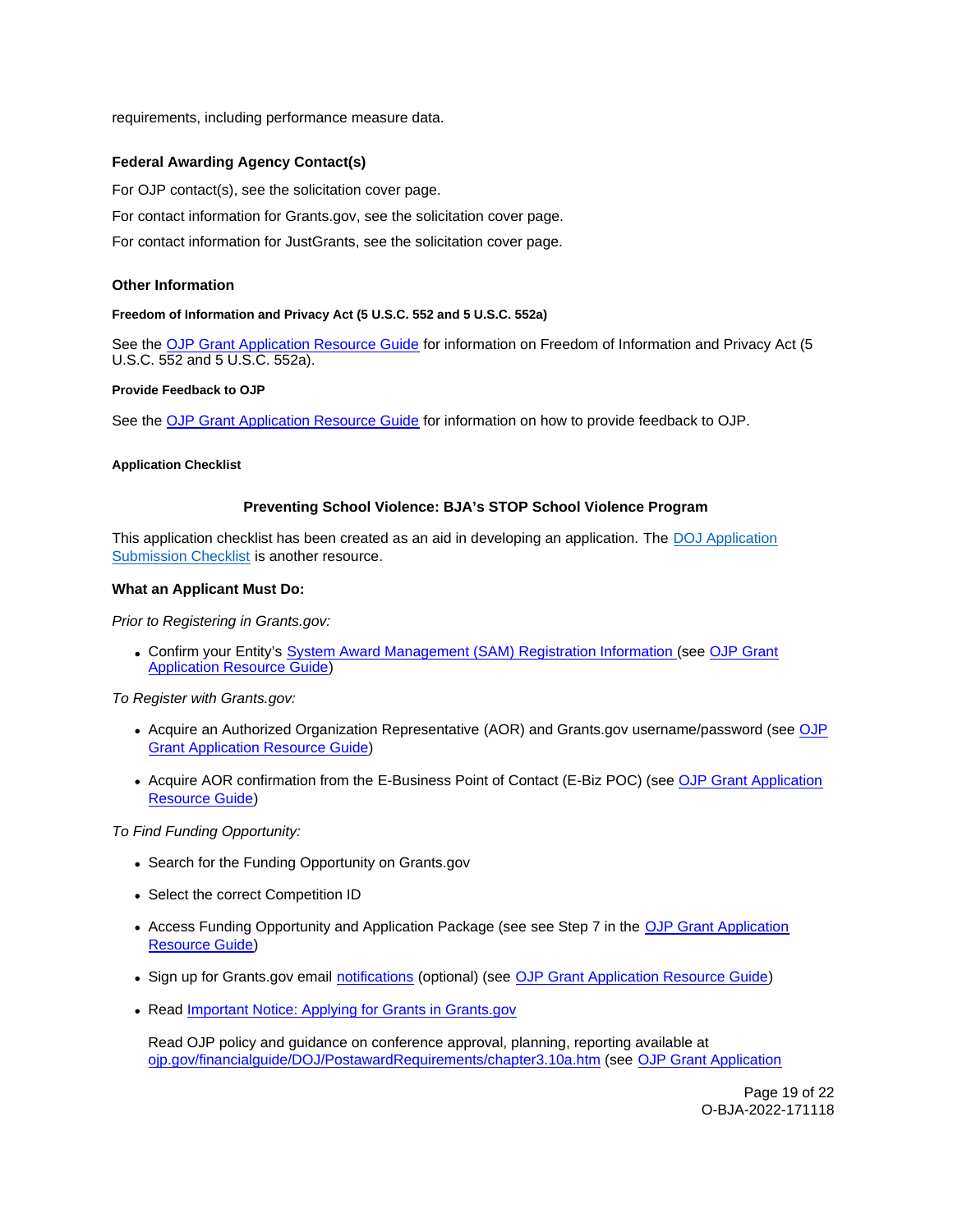requirements, including performance measure data.

### Federal Awarding Agency Contact(s)

For OJP contact(s), see the solicitation cover page.

For contact information for Grants.gov, see the solicitation cover page.

For contact information for JustGrants, see the solicitation cover page.

### Other Information

#### Freedom of Information and Privacy Act (5 U.S.C. 552 and 5 U.S.C. 552a)

See the OJP Grant Application Resource Guide for information on Freedom of Information and Privacy Act (5 U.S.C. 552 and 5 U.S.C. 552a).

#### Provide Feedback to OJP

See the OJP Grant Application Resource Guide for information on how to provide feedback to OJP.

#### Application Checklist

**Preventing School Violence: BJA's STOP School Violence Program**

This application checklist has been created as an aid in developing an application. The DOJ Application Submission Checklist is another resource.

**What an Applicant Must Do:**

*Prior to Registering in Grants.gov:*

- Confirm your Entity's System Award Management (SAM) Registration Information (see OJP Grant Application Resource Guide)

*To Register with Grants.gov:*

- Acquire an Authorized Organization Representative (AOR) and Grants.gov username/password (see OJP Grant Application Resource Guide)
- Acquire AOR confirmation from the E-Business Point of Contact (E-Biz POC) (see OJP Grant Application Resource Guide)

*To Find Funding Opportunity:*

- Search for the Funding Opportunity on Grants.gov
- Select the correct Competition ID
- Access Funding Opportunity and Application Package (see see Step 7 in the OJP Grant Application Resource Guide)
- Sign up for Grants.gov email notifications (optional) (see OJP Grant Application Resource Guide)
- Read Important Notice: Applying for Grants in Grants.gov

  Read OJP policy and guidance on conference approval, planning, reporting available at ojp.gov/financialguide/DOJ/PostawardRequirements/chapter3.10a.htm (see OJP Grant Application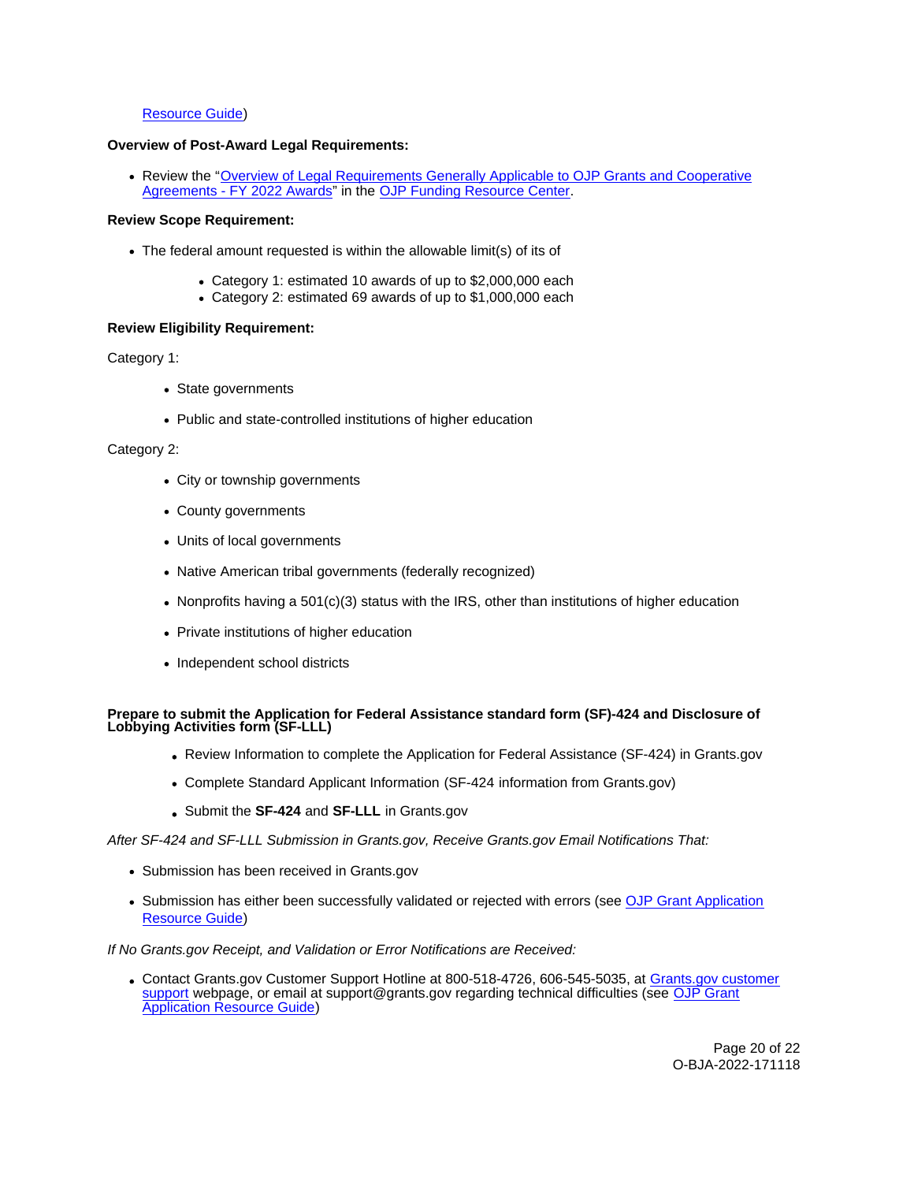Resource Guide)

**Overview of Post-Award Legal Requirements:**

- Review the "Overview of Legal Requirements Generally Applicable to OJP Grants and Cooperative Agreements - FY 2022 Awards" in the OJP Funding Resource Center.

**Review Scope Requirement:**

- The federal amount requested is within the allowable limit(s) of its of
  - Category 1: estimated 10 awards of up to $2,000,000 each
  - Category 2: estimated 69 awards of up to $1,000,000 each

**Review Eligibility Requirement:**

Category 1:

- State governments
- Public and state-controlled institutions of higher education

Category 2:

- City or township governments
- County governments
- Units of local governments
- Native American tribal governments (federally recognized)
- Nonprofits having a 501(c)(3) status with the IRS, other than institutions of higher education
- Private institutions of higher education
- Independent school districts

**Prepare to submit the Application for Federal Assistance standard form (SF)-424 and Disclosure of Lobbying Activities form (SF-LLL)**

- Review Information to complete the Application for Federal Assistance (SF-424) in Grants.gov
- Complete Standard Applicant Information (SF-424 information from Grants.gov)
- Submit the **SF-424** and **SF-LLL** in Grants.gov

*After SF-424 and SF-LLL Submission in Grants.gov, Receive Grants.gov Email Notifications That:*

- Submission has been received in Grants.gov
- Submission has either been successfully validated or rejected with errors (see OJP Grant Application Resource Guide)

*If No Grants.gov Receipt, and Validation or Error Notifications are Received:*

- Contact Grants.gov Customer Support Hotline at 800-518-4726, 606-545-5035, at Grants.gov customer support webpage, or email at support@grants.gov regarding technical difficulties (see OJP Grant Application Resource Guide)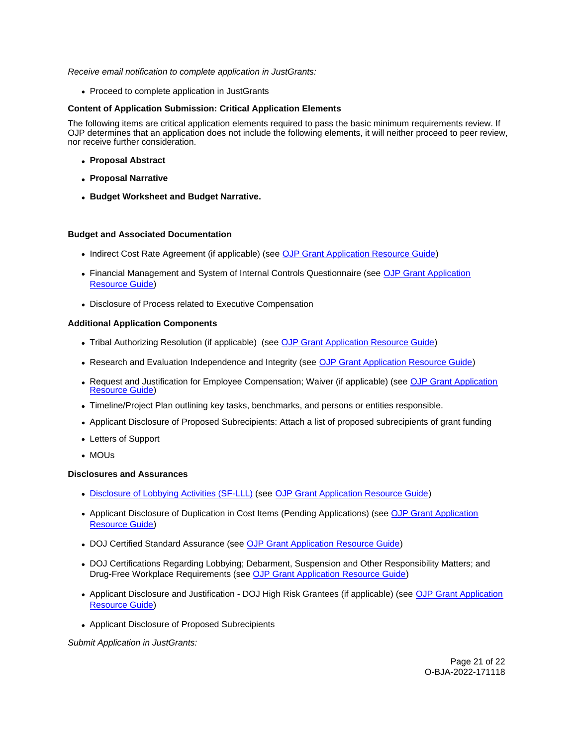*Receive email notification to complete application in JustGrants:*

- Proceed to complete application in JustGrants

**Content of Application Submission: Critical Application Elements**

The following items are critical application elements required to pass the basic minimum requirements review. If OJP determines that an application does not include the following elements, it will neither proceed to peer review, nor receive further consideration.

- **Proposal Abstract**
- **Proposal Narrative**
- **Budget Worksheet and Budget Narrative.**

**Budget and Associated Documentation**

- Indirect Cost Rate Agreement (if applicable) (see OJP Grant Application Resource Guide)
- Financial Management and System of Internal Controls Questionnaire (see OJP Grant Application Resource Guide)
- Disclosure of Process related to Executive Compensation

**Additional Application Components**

- Tribal Authorizing Resolution (if applicable) (see OJP Grant Application Resource Guide)
- Research and Evaluation Independence and Integrity (see OJP Grant Application Resource Guide)
- Request and Justification for Employee Compensation; Waiver (if applicable) (see OJP Grant Application Resource Guide)
- Timeline/Project Plan outlining key tasks, benchmarks, and persons or entities responsible.
- Applicant Disclosure of Proposed Subrecipients: Attach a list of proposed subrecipients of grant funding
- Letters of Support
- MOUs

**Disclosures and Assurances**

- Disclosure of Lobbying Activities (SF-LLL) (see OJP Grant Application Resource Guide)
- Applicant Disclosure of Duplication in Cost Items (Pending Applications) (see OJP Grant Application Resource Guide)
- DOJ Certified Standard Assurance (see OJP Grant Application Resource Guide)
- DOJ Certifications Regarding Lobbying; Debarment, Suspension and Other Responsibility Matters; and Drug-Free Workplace Requirements (see OJP Grant Application Resource Guide)
- Applicant Disclosure and Justification - DOJ High Risk Grantees (if applicable) (see OJP Grant Application Resource Guide)
- Applicant Disclosure of Proposed Subrecipients

*Submit Application in JustGrants:*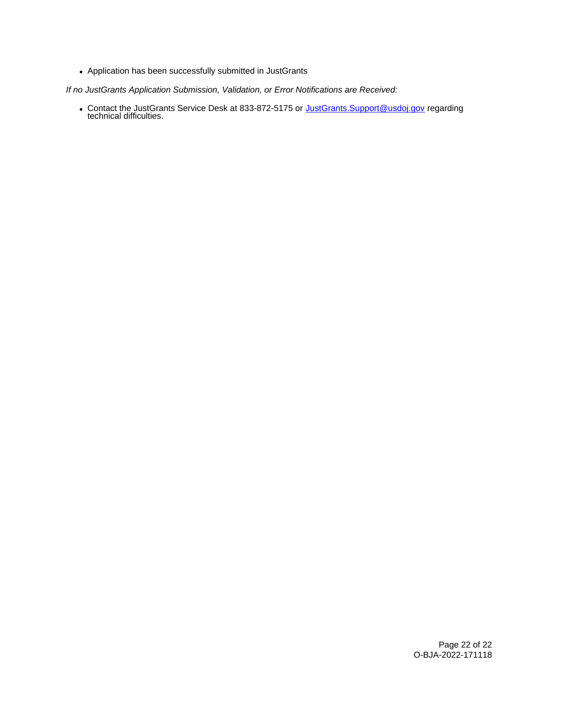- Application has been successfully submitted in JustGrants

*If no JustGrants Application Submission, Validation, or Error Notifications are Received:*

- Contact the JustGrants Service Desk at 833-872-5175 or [JustGrants.Support@usdoj.gov](mailto:JustGrants.Support@usdoj.gov) regarding technical difficulties.